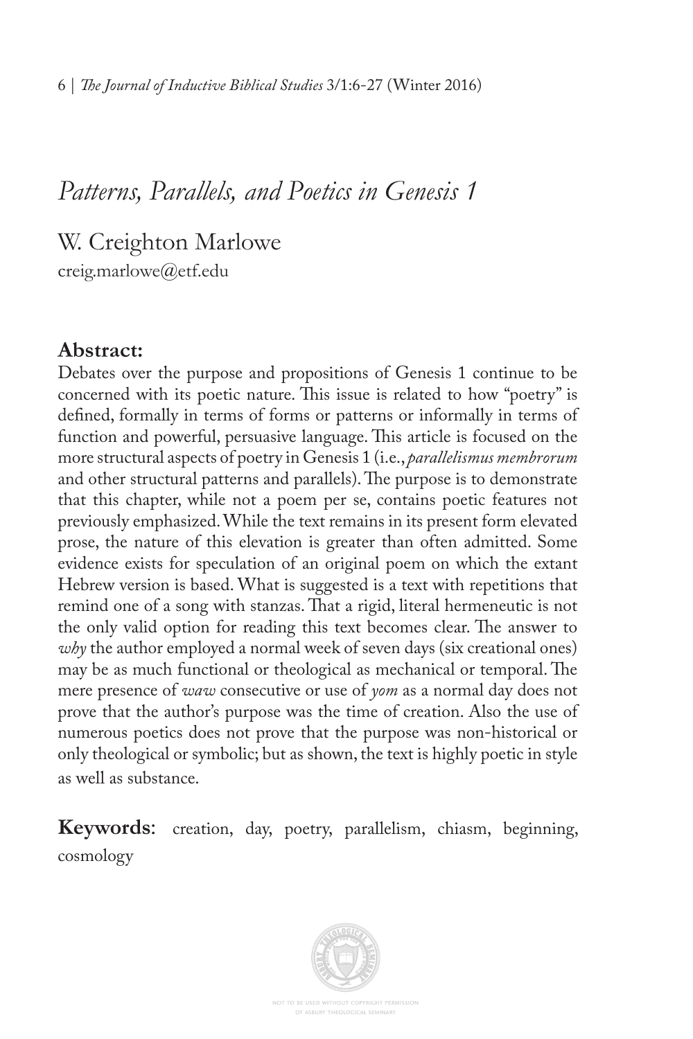# *Patterns, Parallels, and Poetics in Genesis 1*

W. Creighton Marlowe
creig.marlowe@etf.edu

## Abstract:

Debates over the purpose and propositions of Genesis 1 continue to be concerned with its poetic nature. This issue is related to how "poetry" is defined, formally in terms of forms or patterns or informally in terms of function and powerful, persuasive language. This article is focused on the more structural aspects of poetry in Genesis 1 (i.e., *parallelismus membrorum* and other structural patterns and parallels). The purpose is to demonstrate that this chapter, while not a poem per se, contains poetic features not previously emphasized. While the text remains in its present form elevated prose, the nature of this elevation is greater than often admitted. Some evidence exists for speculation of an original poem on which the extant Hebrew version is based. What is suggested is a text with repetitions that remind one of a song with stanzas. That a rigid, literal hermeneutic is not the only valid option for reading this text becomes clear. The answer to *why* the author employed a normal week of seven days (six creational ones) may be as much functional or theological as mechanical or temporal. The mere presence of *waw* consecutive or use of *yom* as a normal day does not prove that the author's purpose was the time of creation. Also the use of numerous poetics does not prove that the purpose was non-historical or only theological or symbolic; but as shown, the text is highly poetic in style as well as substance.

**Keywords**: creation, day, poetry, parallelism, chiasm, beginning, cosmology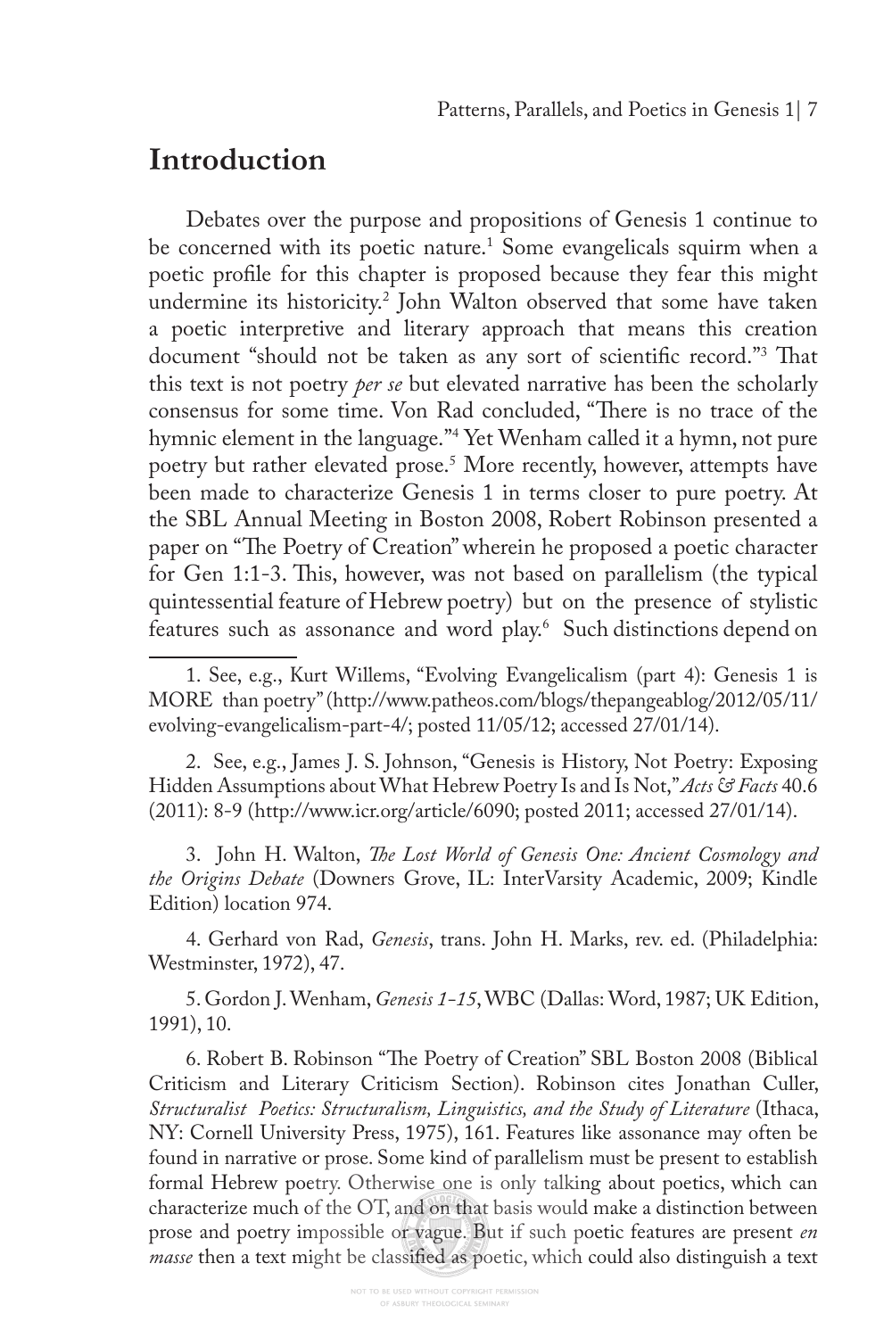## Introduction

Debates over the purpose and propositions of Genesis 1 continue to be concerned with its poetic nature.[1] Some evangelicals squirm when a poetic profile for this chapter is proposed because they fear this might undermine its historicity.[2] John Walton observed that some have taken a poetic interpretive and literary approach that means this creation document "should not be taken as any sort of scientific record."[3] That this text is not poetry *per se* but elevated narrative has been the scholarly consensus for some time. Von Rad concluded, "There is no trace of the hymnic element in the language."[4] Yet Wenham called it a hymn, not pure poetry but rather elevated prose.[5] More recently, however, attempts have been made to characterize Genesis 1 in terms closer to pure poetry. At the SBL Annual Meeting in Boston 2008, Robert Robinson presented a paper on "The Poetry of Creation" wherein he proposed a poetic character for Gen 1:1-3. This, however, was not based on parallelism (the typical quintessential feature of Hebrew poetry) but on the presence of stylistic features such as assonance and word play.[6] Such distinctions depend on

---

1. See, e.g., Kurt Willems, "Evolving Evangelicalism (part 4): Genesis 1 is MORE than poetry" (http://www.patheos.com/blogs/thepangeablog/2012/05/11/evolving-evangelicalism-part-4/; posted 11/05/12; accessed 27/01/14).

2. See, e.g., James J. S. Johnson, "Genesis is History, Not Poetry: Exposing Hidden Assumptions about What Hebrew Poetry Is and Is Not," *Acts & Facts* 40.6 (2011): 8-9 (http://www.icr.org/article/6090; posted 2011; accessed 27/01/14).

3. John H. Walton, *The Lost World of Genesis One: Ancient Cosmology and the Origins Debate* (Downers Grove, IL: InterVarsity Academic, 2009; Kindle Edition) location 974.

4. Gerhard von Rad, *Genesis*, trans. John H. Marks, rev. ed. (Philadelphia: Westminster, 1972), 47.

5. Gordon J. Wenham, *Genesis 1-15*, WBC (Dallas: Word, 1987; UK Edition, 1991), 10.

6. Robert B. Robinson "The Poetry of Creation" SBL Boston 2008 (Biblical Criticism and Literary Criticism Section). Robinson cites Jonathan Culler, *Structuralist Poetics: Structuralism, Linguistics, and the Study of Literature* (Ithaca, NY: Cornell University Press, 1975), 161. Features like assonance may often be found in narrative or prose. Some kind of parallelism must be present to establish formal Hebrew poetry. Otherwise one is only talking about poetics, which can characterize much of the OT, and on that basis would make a distinction between prose and poetry impossible or vague. But if such poetic features are present *en masse* then a text might be classified as poetic, which could also distinguish a text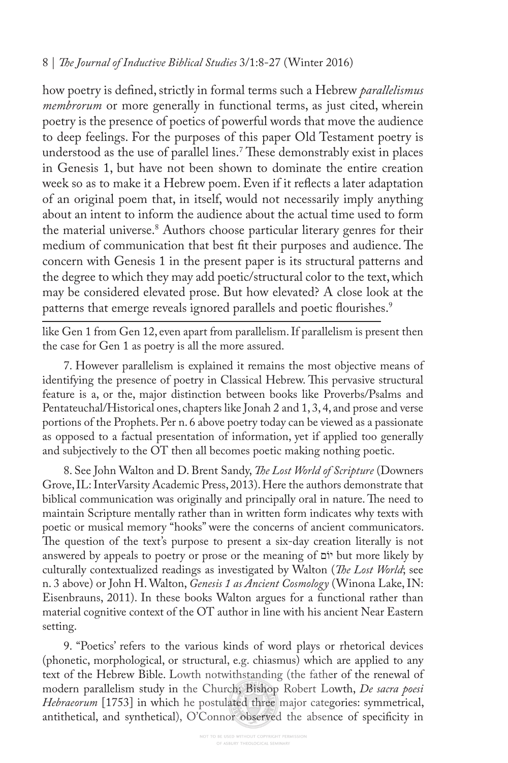how poetry is defined, strictly in formal terms such a Hebrew *parallelismus membrorum* or more generally in functional terms, as just cited, wherein poetry is the presence of poetics of powerful words that move the audience to deep feelings. For the purposes of this paper Old Testament poetry is understood as the use of parallel lines.[7] These demonstrably exist in places in Genesis 1, but have not been shown to dominate the entire creation week so as to make it a Hebrew poem. Even if it reflects a later adaptation of an original poem that, in itself, would not necessarily imply anything about an intent to inform the audience about the actual time used to form the material universe.[8] Authors choose particular literary genres for their medium of communication that best fit their purposes and audience. The concern with Genesis 1 in the present paper is its structural patterns and the degree to which they may add poetic/structural color to the text, which may be considered elevated prose. But how elevated? A close look at the patterns that emerge reveals ignored parallels and poetic flourishes.[9]

---

like Gen 1 from Gen 12, even apart from parallelism. If parallelism is present then the case for Gen 1 as poetry is all the more assured.

7. However parallelism is explained it remains the most objective means of identifying the presence of poetry in Classical Hebrew. This pervasive structural feature is a, or the, major distinction between books like Proverbs/Psalms and Pentateuchal/Historical ones, chapters like Jonah 2 and 1, 3, 4, and prose and verse portions of the Prophets. Per n. 6 above poetry today can be viewed as a passionate as opposed to a factual presentation of information, yet if applied too generally and subjectively to the OT then all becomes poetic making nothing poetic.

8. See John Walton and D. Brent Sandy, *The Lost World of Scripture* (Downers Grove, IL: InterVarsity Academic Press, 2013). Here the authors demonstrate that biblical communication was originally and principally oral in nature. The need to maintain Scripture mentally rather than in written form indicates why texts with poetic or musical memory "hooks" were the concerns of ancient communicators. The question of the text's purpose to present a six-day creation literally is not answered by appeals to poetry or prose or the meaning of יוֹם but more likely by culturally contextualized readings as investigated by Walton (*The Lost World*; see n. 3 above) or John H. Walton, *Genesis 1 as Ancient Cosmology* (Winona Lake, IN: Eisenbrauns, 2011). In these books Walton argues for a functional rather than material cognitive context of the OT author in line with his ancient Near Eastern setting.

9. "Poetics' refers to the various kinds of word plays or rhetorical devices (phonetic, morphological, or structural, e.g. chiasmus) which are applied to any text of the Hebrew Bible. Lowth notwithstanding (the father of the renewal of modern parallelism study in the Church; Bishop Robert Lowth, *De sacra poesi Hebraeorum* [1753] in which he postulated three major categories: symmetrical, antithetical, and synthetical), O'Connor observed the absence of specificity in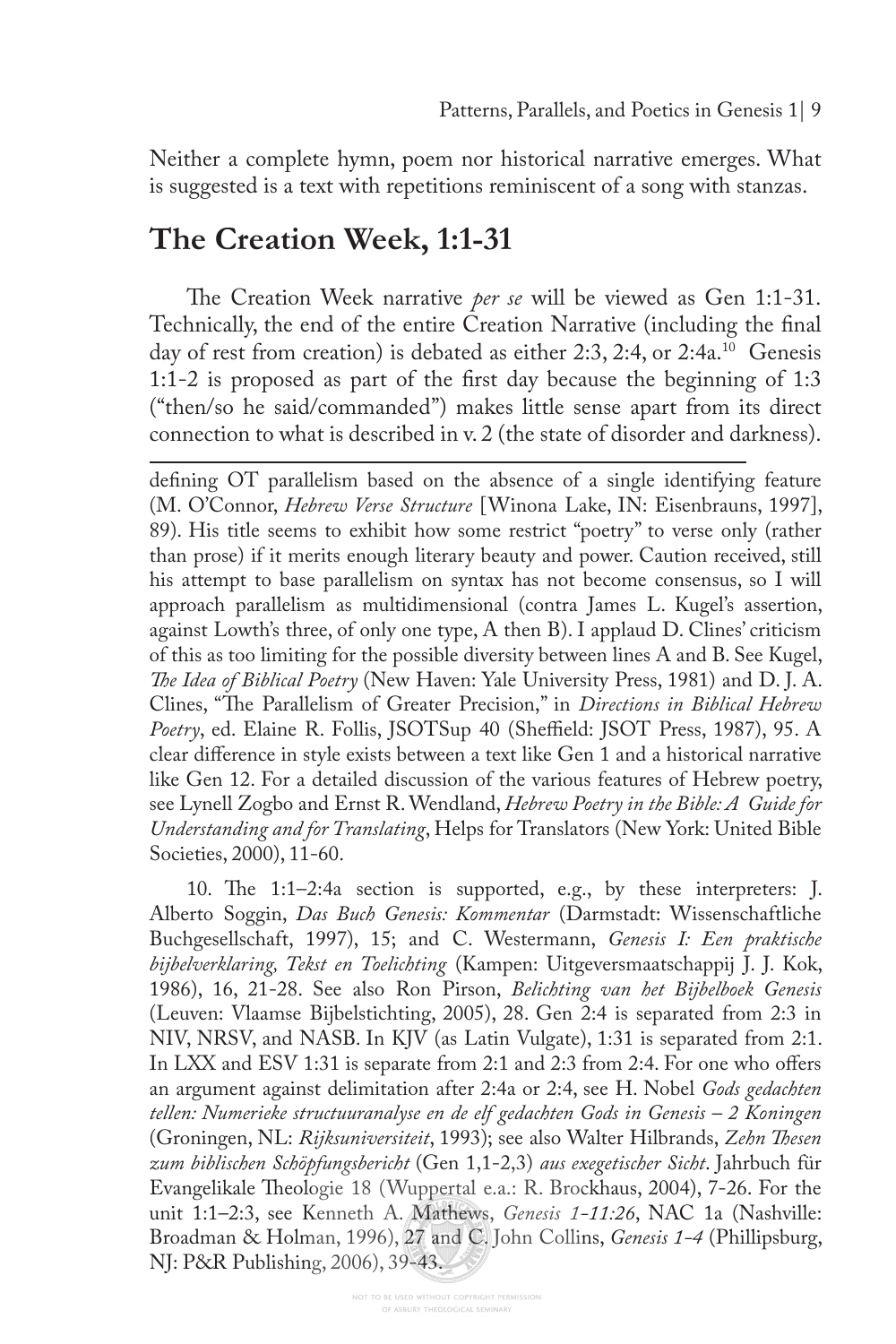Neither a complete hymn, poem nor historical narrative emerges. What is suggested is a text with repetitions reminiscent of a song with stanzas.

## The Creation Week, 1:1-31

The Creation Week narrative *per se* will be viewed as Gen 1:1-31. Technically, the end of the entire Creation Narrative (including the final day of rest from creation) is debated as either 2:3, 2:4, or 2:4a.[10] Genesis 1:1-2 is proposed as part of the first day because the beginning of 1:3 ("then/so he said/commanded") makes little sense apart from its direct connection to what is described in v. 2 (the state of disorder and darkness).

---

defining OT parallelism based on the absence of a single identifying feature (M. O'Connor, *Hebrew Verse Structure* [Winona Lake, IN: Eisenbrauns, 1997], 89). His title seems to exhibit how some restrict "poetry" to verse only (rather than prose) if it merits enough literary beauty and power. Caution received, still his attempt to base parallelism on syntax has not become consensus, so I will approach parallelism as multidimensional (contra James L. Kugel's assertion, against Lowth's three, of only one type, A then B). I applaud D. Clines' criticism of this as too limiting for the possible diversity between lines A and B. See Kugel, *The Idea of Biblical Poetry* (New Haven: Yale University Press, 1981) and D. J. A. Clines, "The Parallelism of Greater Precision," in *Directions in Biblical Hebrew Poetry*, ed. Elaine R. Follis, JSOTSup 40 (Sheffield: JSOT Press, 1987), 95. A clear difference in style exists between a text like Gen 1 and a historical narrative like Gen 12. For a detailed discussion of the various features of Hebrew poetry, see Lynell Zogbo and Ernst R. Wendland, *Hebrew Poetry in the Bible: A Guide for Understanding and for Translating*, Helps for Translators (New York: United Bible Societies, 2000), 11-60.

10. The 1:1–2:4a section is supported, e.g., by these interpreters: J. Alberto Soggin, *Das Buch Genesis: Kommentar* (Darmstadt: Wissenschaftliche Buchgesellschaft, 1997), 15; and C. Westermann, *Genesis I: Een praktische bijbelverklaring, Tekst en Toelichting* (Kampen: Uitgeversmaatschappij J. J. Kok, 1986), 16, 21-28. See also Ron Pirson, *Belichting van het Bijbelboek Genesis* (Leuven: Vlaamse Bijbelstichting, 2005), 28. Gen 2:4 is separated from 2:3 in NIV, NRSV, and NASB. In KJV (as Latin Vulgate), 1:31 is separated from 2:1. In LXX and ESV 1:31 is separate from 2:1 and 2:3 from 2:4. For one who offers an argument against delimitation after 2:4a or 2:4, see H. Nobel *Gods gedachten tellen: Numerieke structuuranalyse en de elf gedachten Gods in Genesis – 2 Koningen* (Groningen, NL: *Rijksuniversiteit*, 1993); see also Walter Hilbrands, *Zehn Thesen zum biblischen Schöpfungsbericht* (Gen 1,1-2,3) *aus exegetischer Sicht*. Jahrbuch für Evangelikale Theologie 18 (Wuppertal e.a.: R. Brockhaus, 2004), 7-26. For the unit 1:1–2:3, see Kenneth A. Mathews, *Genesis 1-11:26*, NAC 1a (Nashville: Broadman & Holman, 1996), 27 and C. John Collins, *Genesis 1-4* (Phillipsburg, NJ: P&R Publishing, 2006), 39-43.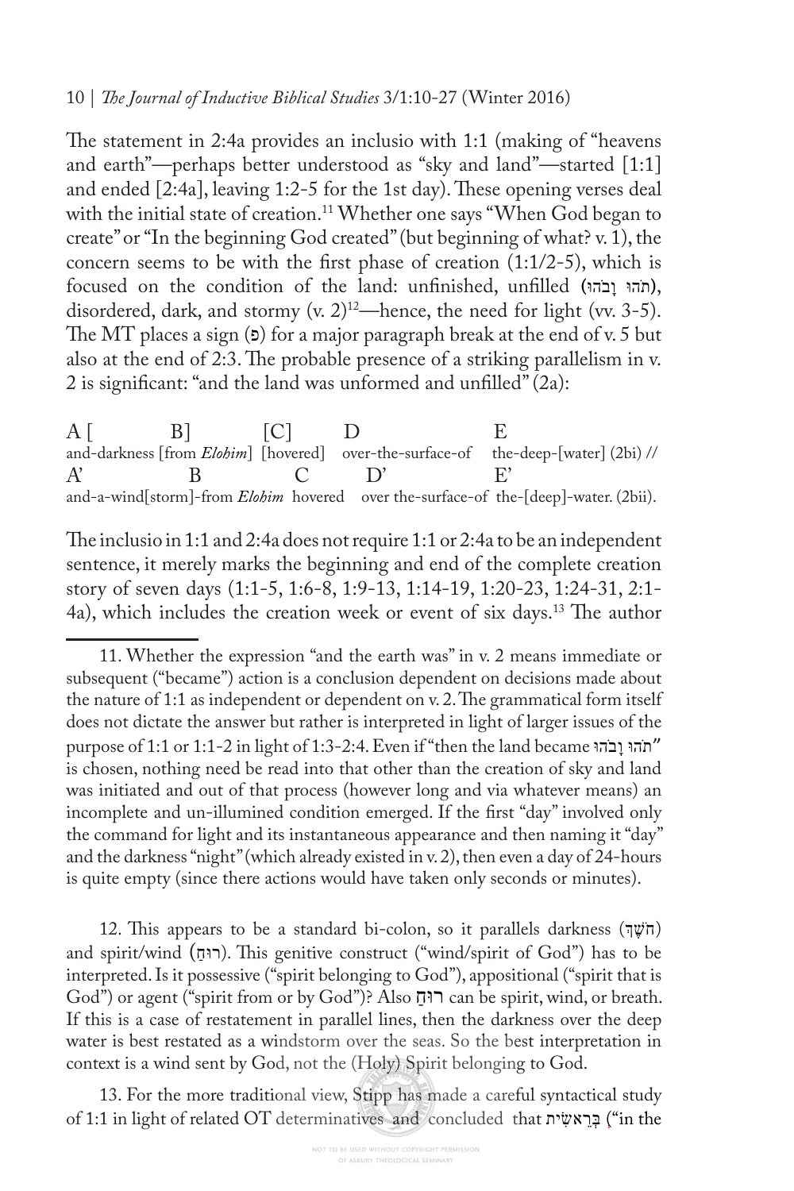The statement in 2:4a provides an inclusio with 1:1 (making of "heavens and earth"—perhaps better understood as "sky and land"—started [1:1] and ended [2:4a], leaving 1:2-5 for the 1st day). These opening verses deal with the initial state of creation.[11] Whether one says "When God began to create" or "In the beginning God created" (but beginning of what? v. 1), the concern seems to be with the first phase of creation (1:1/2-5), which is focused on the condition of the land: unfinished, unfilled (תֹהוּ וָבֹהוּ), disordered, dark, and stormy (v. 2)[12]—hence, the need for light (vv. 3-5). The MT places a sign (פ) for a major paragraph break at the end of v. 5 but also at the end of 2:3. The probable presence of a striking parallelism in v. 2 is significant: "and the land was unformed and unfilled" (2a):

A [ B] [C] D E
and-darkness [from *Elohim*] [hovered] over-the-surface-of the-deep-[water] (2bi) //
A' B C D' E'
and-a-wind[storm]-from *Elohim* hovered over the-surface-of the-[deep]-water. (2bii).

The inclusio in 1:1 and 2:4a does not require 1:1 or 2:4a to be an independent sentence, it merely marks the beginning and end of the complete creation story of seven days (1:1-5, 1:6-8, 1:9-13, 1:14-19, 1:20-23, 1:24-31, 2:1-4a), which includes the creation week or event of six days.[13] The author

---

11. Whether the expression "and the earth was" in v. 2 means immediate or subsequent ("became") action is a conclusion dependent on decisions made about the nature of 1:1 as independent or dependent on v. 2. The grammatical form itself does not dictate the answer but rather is interpreted in light of larger issues of the purpose of 1:1 or 1:1-2 in light of 1:3-2:4. Even if "then the land became תֹהוּ וָבֹהוּ" is chosen, nothing need be read into that other than the creation of sky and land was initiated and out of that process (however long and via whatever means) an incomplete and un-illumined condition emerged. If the first "day" involved only the command for light and its instantaneous appearance and then naming it "day" and the darkness "night" (which already existed in v. 2), then even a day of 24-hours is quite empty (since there actions would have taken only seconds or minutes).

12. This appears to be a standard bi-colon, so it parallels darkness (חֹשֶׁךְ) and spirit/wind (רוּחַ). This genitive construct ("wind/spirit of God") has to be interpreted. Is it possessive ("spirit belonging to God"), appositional ("spirit that is God") or agent ("spirit from or by God")? Also רוּחַ can be spirit, wind, or breath. If this is a case of restatement in parallel lines, then the darkness over the deep water is best restated as a windstorm over the seas. So the best interpretation in context is a wind sent by God, not the (Holy) Spirit belonging to God.

13. For the more traditional view, Stipp has made a careful syntactical study of 1:1 in light of related OT determinatives and concluded that בְּרֵאשִׁית ("in the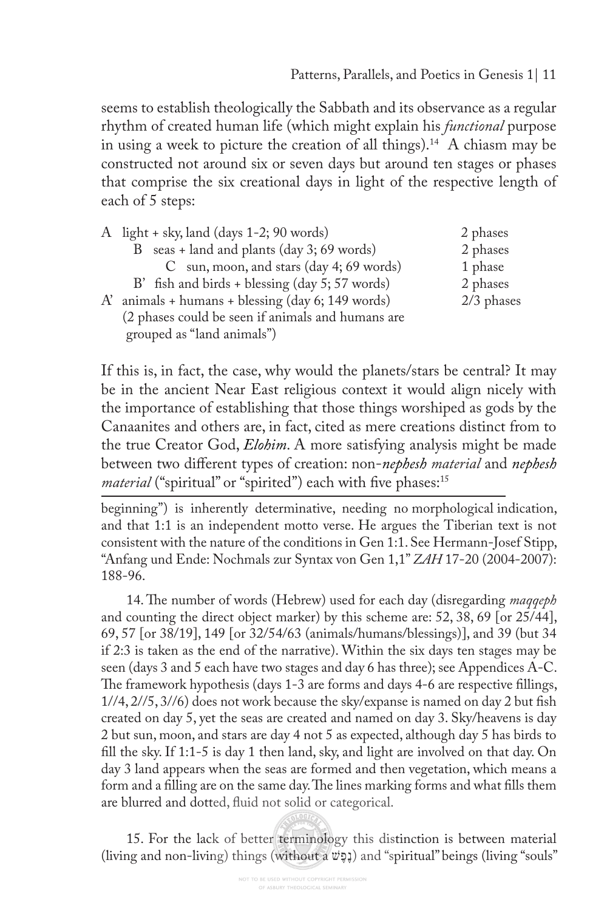seems to establish theologically the Sabbath and its observance as a regular rhythm of created human life (which might explain his *functional* purpose in using a week to picture the creation of all things).[14] A chiasm may be constructed not around six or seven days but around ten stages or phases that comprise the six creational days in light of the respective length of each of 5 steps:

| | |
|---|---|
| A light + sky, land (days 1-2; 90 words) | 2 phases |
| &nbsp;&nbsp;&nbsp;&nbsp;B seas + land and plants (day 3; 69 words) | 2 phases |
| &nbsp;&nbsp;&nbsp;&nbsp;&nbsp;&nbsp;&nbsp;&nbsp;C sun, moon, and stars (day 4; 69 words) | 1 phase |
| &nbsp;&nbsp;&nbsp;&nbsp;B' fish and birds + blessing (day 5; 57 words) | 2 phases |
| A' animals + humans + blessing (day 6; 149 words) (2 phases could be seen if animals and humans are grouped as "land animals") | 2/3 phases |

If this is, in fact, the case, why would the planets/stars be central? It may be in the ancient Near East religious context it would align nicely with the importance of establishing that those things worshiped as gods by the Canaanites and others are, in fact, cited as mere creations distinct from to the true Creator God, *Elohim*. A more satisfying analysis might be made between two different types of creation: non-*nephesh material* and *nephesh material* ("spiritual" or "spirited") each with five phases:[15]

---

beginning") is inherently determinative, needing no morphological indication, and that 1:1 is an independent motto verse. He argues the Tiberian text is not consistent with the nature of the conditions in Gen 1:1. See Hermann-Josef Stipp, "Anfang und Ende: Nochmals zur Syntax von Gen 1,1" *ZAH* 17-20 (2004-2007): 188-96.

14. The number of words (Hebrew) used for each day (disregarding *maqqeph* and counting the direct object marker) by this scheme are: 52, 38, 69 [or 25/44], 69, 57 [or 38/19], 149 [or 32/54/63 (animals/humans/blessings)], and 39 (but 34 if 2:3 is taken as the end of the narrative). Within the six days ten stages may be seen (days 3 and 5 each have two stages and day 6 has three); see Appendices A-C. The framework hypothesis (days 1-3 are forms and days 4-6 are respective fillings, 1//4, 2//5, 3//6) does not work because the sky/expanse is named on day 2 but fish created on day 5, yet the seas are created and named on day 3. Sky/heavens is day 2 but sun, moon, and stars are day 4 not 5 as expected, although day 5 has birds to fill the sky. If 1:1-5 is day 1 then land, sky, and light are involved on that day. On day 3 land appears when the seas are formed and then vegetation, which means a form and a filling are on the same day. The lines marking forms and what fills them are blurred and dotted, fluid not solid or categorical.

15. For the lack of better terminology this distinction is between material (living and non-living) things (without a נֶפֶשׁ) and "spiritual" beings (living "souls"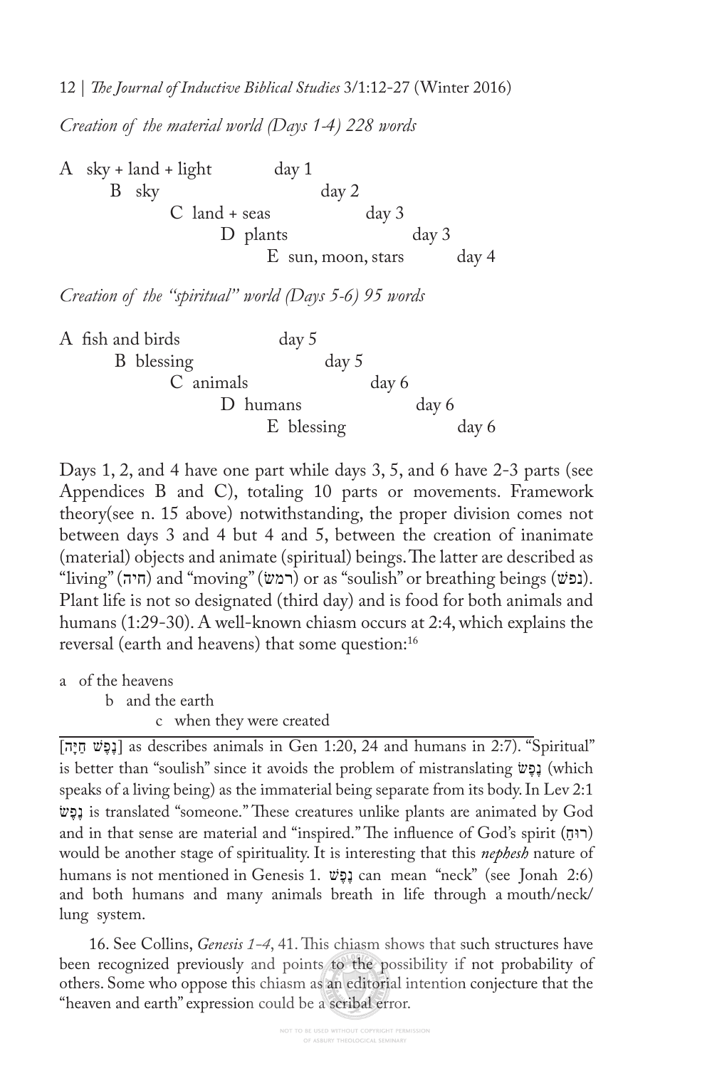*Creation of the material world (Days 1-4) 228 words*

A sky + land + light — day 1
  B sky — day 2
    C land + seas — day 3
      D plants — day 3
        E sun, moon, stars — day 4

*Creation of the "spiritual" world (Days 5-6) 95 words*

A fish and birds — day 5
  B blessing — day 5
    C animals — day 6
      D humans — day 6
        E blessing — day 6

Days 1, 2, and 4 have one part while days 3, 5, and 6 have 2-3 parts (see Appendices B and C), totaling 10 parts or movements. Framework theory(see n. 15 above) notwithstanding, the proper division comes not between days 3 and 4 but 4 and 5, between the creation of inanimate (material) objects and animate (spiritual) beings. The latter are described as "living" (חיה) and "moving" (רמשׂ) or as "soulish" or breathing beings (נפשׁ). Plant life is not so designated (third day) and is food for both animals and humans (1:29-30). A well-known chiasm occurs at 2:4, which explains the reversal (earth and heavens) that some question:[16]

a of the heavens
  b and the earth
    c when they were created

---

[נֶפֶשׁ חַיָּה] as describes animals in Gen 1:20, 24 and humans in 2:7). "Spiritual" is better than "soulish" since it avoids the problem of mistranslating נֶפֶשׁ (which speaks of a living being) as the immaterial being separate from its body. In Lev 2:1 נֶפֶשׁ is translated "someone." These creatures unlike plants are animated by God and in that sense are material and "inspired." The influence of God's spirit (רוּחַ) would be another stage of spirituality. It is interesting that this *nephesh* nature of humans is not mentioned in Genesis 1. נֶפֶשׁ can mean "neck" (see Jonah 2:6) and both humans and many animals breath in life through a mouth/neck/lung system.

16. See Collins, *Genesis 1–4*, 41. This chiasm shows that such structures have been recognized previously and points to the possibility if not probability of others. Some who oppose this chiasm as an editorial intention conjecture that the "heaven and earth" expression could be a scribal error.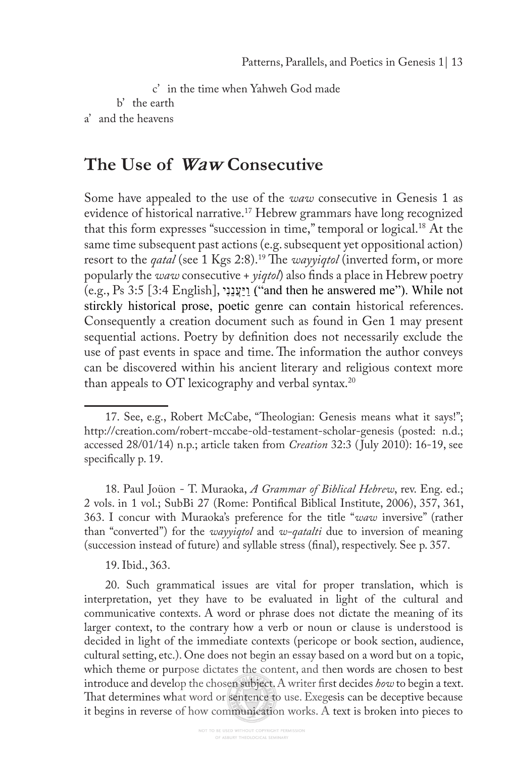c' in the time when Yahweh God made

b' the earth

a' and the heavens

## The Use of *Waw* Consecutive

Some have appealed to the use of the *waw* consecutive in Genesis 1 as evidence of historical narrative.[17] Hebrew grammars have long recognized that this form expresses "succession in time," temporal or logical.[18] At the same time subsequent past actions (e.g. subsequent yet oppositional action) resort to the *qatal* (see 1 Kgs 2:8).[19] The *wayyiqtol* (inverted form, or more popularly the *waw* consecutive + *yiqtol*) also finds a place in Hebrew poetry (e.g., Ps 3:5 [3:4 English], וַיַּעֲנֵנִי ("and then he answered me"). While not stirckly historical prose, poetic genre can contain historical references. Consequently a creation document such as found in Gen 1 may present sequential actions. Poetry by definition does not necessarily exclude the use of past events in space and time. The information the author conveys can be discovered within his ancient literary and religious context more than appeals to OT lexicography and verbal syntax.[20]

---

17. See, e.g., Robert McCabe, "Theologian: Genesis means what it says!"; http://creation.com/robert-mccabe-old-testament-scholar-genesis (posted: n.d.; accessed 28/01/14) n.p.; article taken from *Creation* 32:3 (July 2010): 16-19, see specifically p. 19.

18. Paul Joüon - T. Muraoka, *A Grammar of Biblical Hebrew*, rev. Eng. ed.; 2 vols. in 1 vol.; SubBi 27 (Rome: Pontifical Biblical Institute, 2006), 357, 361, 363. I concur with Muraoka's preference for the title "*waw* inversive" (rather than "converted") for the *wayyiqtol* and *w-qatalti* due to inversion of meaning (succession instead of future) and syllable stress (final), respectively. See p. 357.

19. Ibid., 363.

20. Such grammatical issues are vital for proper translation, which is interpretation, yet they have to be evaluated in light of the cultural and communicative contexts. A word or phrase does not dictate the meaning of its larger context, to the contrary how a verb or noun or clause is understood is decided in light of the immediate contexts (pericope or book section, audience, cultural setting, etc.). One does not begin an essay based on a word but on a topic, which theme or purpose dictates the content, and then words are chosen to best introduce and develop the chosen subject. A writer first decides *how* to begin a text. That determines what word or sentence to use. Exegesis can be deceptive because it begins in reverse of how communication works. A text is broken into pieces to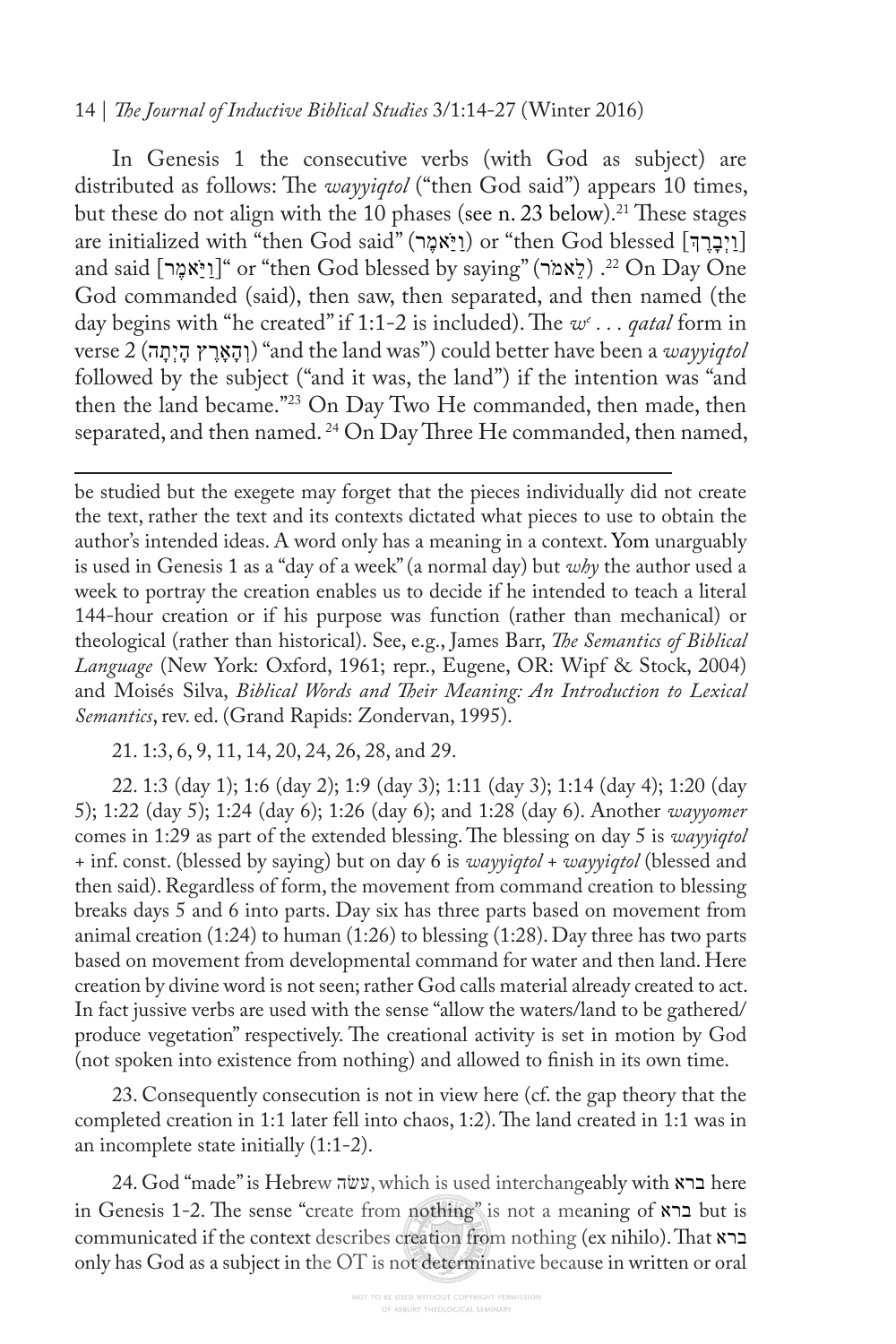In Genesis 1 the consecutive verbs (with God as subject) are distributed as follows: The *wayyiqtol* ("then God said") appears 10 times, but these do not align with the 10 phases (see n. 23 below).[21] These stages are initialized with "then God said" (וַיֹּאמֶר) or "then God blessed [וַיְבָרֶךְ] and said [וַיֹּאמֶר]" or "then God blessed by saying" (לֵאמֹר).[22] On Day One God commanded (said), then saw, then separated, and then named (the day begins with "he created" if 1:1-2 is included). The *w*ᵉ . . . *qatal* form in verse 2 (וְהָאָרֶץ הָיְתָה) "and the land was") could better have been a *wayyiqtol* followed by the subject ("and it was, the land") if the intention was "and then the land became."[23] On Day Two He commanded, then made, then separated, and then named. [24] On Day Three He commanded, then named,

---

be studied but the exegete may forget that the pieces individually did not create the text, rather the text and its contexts dictated what pieces to use to obtain the author's intended ideas. A word only has a meaning in a context. Yom unarguably is used in Genesis 1 as a "day of a week" (a normal day) but *why* the author used a week to portray the creation enables us to decide if he intended to teach a literal 144-hour creation or if his purpose was function (rather than mechanical) or theological (rather than historical). See, e.g., James Barr, *The Semantics of Biblical Language* (New York: Oxford, 1961; repr., Eugene, OR: Wipf & Stock, 2004) and Moisés Silva, *Biblical Words and Their Meaning: An Introduction to Lexical Semantics*, rev. ed. (Grand Rapids: Zondervan, 1995).

21. 1:3, 6, 9, 11, 14, 20, 24, 26, 28, and 29.

22. 1:3 (day 1); 1:6 (day 2); 1:9 (day 3); 1:11 (day 3); 1:14 (day 4); 1:20 (day 5); 1:22 (day 5); 1:24 (day 6); 1:26 (day 6); and 1:28 (day 6). Another *wayyomer* comes in 1:29 as part of the extended blessing. The blessing on day 5 is *wayyiqtol* + inf. const. (blessed by saying) but on day 6 is *wayyiqtol* + *wayyiqtol* (blessed and then said). Regardless of form, the movement from command creation to blessing breaks days 5 and 6 into parts. Day six has three parts based on movement from animal creation (1:24) to human (1:26) to blessing (1:28). Day three has two parts based on movement from developmental command for water and then land. Here creation by divine word is not seen; rather God calls material already created to act. In fact jussive verbs are used with the sense "allow the waters/land to be gathered/produce vegetation" respectively. The creational activity is set in motion by God (not spoken into existence from nothing) and allowed to finish in its own time.

23. Consequently consecution is not in view here (cf. the gap theory that the completed creation in 1:1 later fell into chaos, 1:2). The land created in 1:1 was in an incomplete state initially (1:1-2).

24. God "made" is Hebrew עשׂה, which is used interchangeably with ברא here in Genesis 1-2. The sense "create from nothing" is not a meaning of ברא but is communicated if the context describes creation from nothing (ex nihilo). That ברא only has God as a subject in the OT is not determinative because in written or oral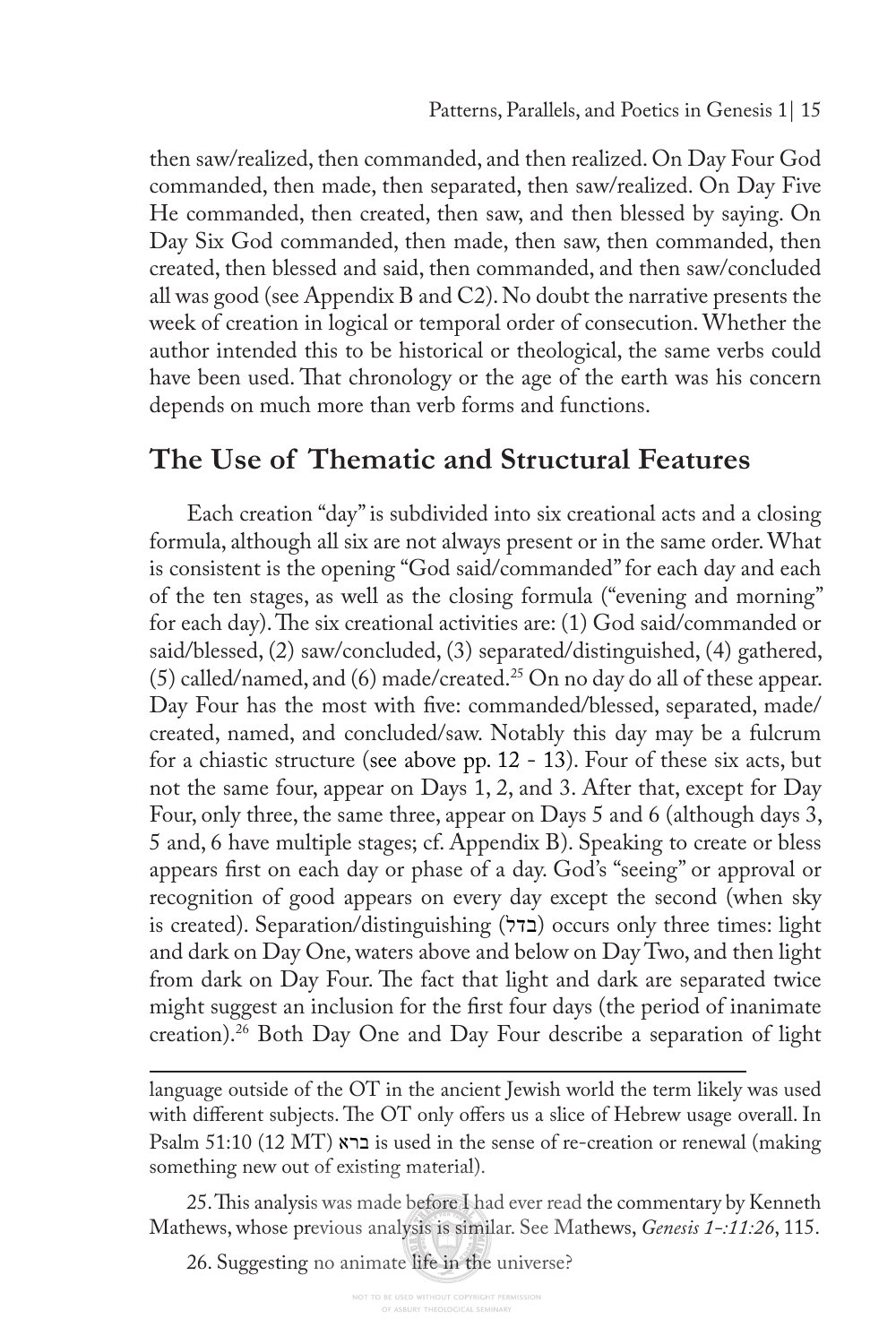then saw/realized, then commanded, and then realized. On Day Four God commanded, then made, then separated, then saw/realized. On Day Five He commanded, then created, then saw, and then blessed by saying. On Day Six God commanded, then made, then saw, then commanded, then created, then blessed and said, then commanded, and then saw/concluded all was good (see Appendix B and C2). No doubt the narrative presents the week of creation in logical or temporal order of consecution. Whether the author intended this to be historical or theological, the same verbs could have been used. That chronology or the age of the earth was his concern depends on much more than verb forms and functions.

## The Use of Thematic and Structural Features

Each creation "day" is subdivided into six creational acts and a closing formula, although all six are not always present or in the same order. What is consistent is the opening "God said/commanded" for each day and each of the ten stages, as well as the closing formula ("evening and morning" for each day). The six creational activities are: (1) God said/commanded or said/blessed, (2) saw/concluded, (3) separated/distinguished, (4) gathered, (5) called/named, and (6) made/created.[25] On no day do all of these appear. Day Four has the most with five: commanded/blessed, separated, made/created, named, and concluded/saw. Notably this day may be a fulcrum for a chiastic structure (see above pp. 12 - 13). Four of these six acts, but not the same four, appear on Days 1, 2, and 3. After that, except for Day Four, only three, the same three, appear on Days 5 and 6 (although days 3, 5 and, 6 have multiple stages; cf. Appendix B). Speaking to create or bless appears first on each day or phase of a day. God's "seeing" or approval or recognition of good appears on every day except the second (when sky is created). Separation/distinguishing (בדל) occurs only three times: light and dark on Day One, waters above and below on Day Two, and then light from dark on Day Four. The fact that light and dark are separated twice might suggest an inclusion for the first four days (the period of inanimate creation).[26] Both Day One and Day Four describe a separation of light

---

language outside of the OT in the ancient Jewish world the term likely was used with different subjects. The OT only offers us a slice of Hebrew usage overall. In Psalm 51:10 (12 MT) ברא is used in the sense of re-creation or renewal (making something new out of existing material).

25. This analysis was made before I had ever read the commentary by Kenneth Mathews, whose previous analysis is similar. See Mathews, *Genesis 1-:11:26*, 115.

26. Suggesting no animate life in the universe?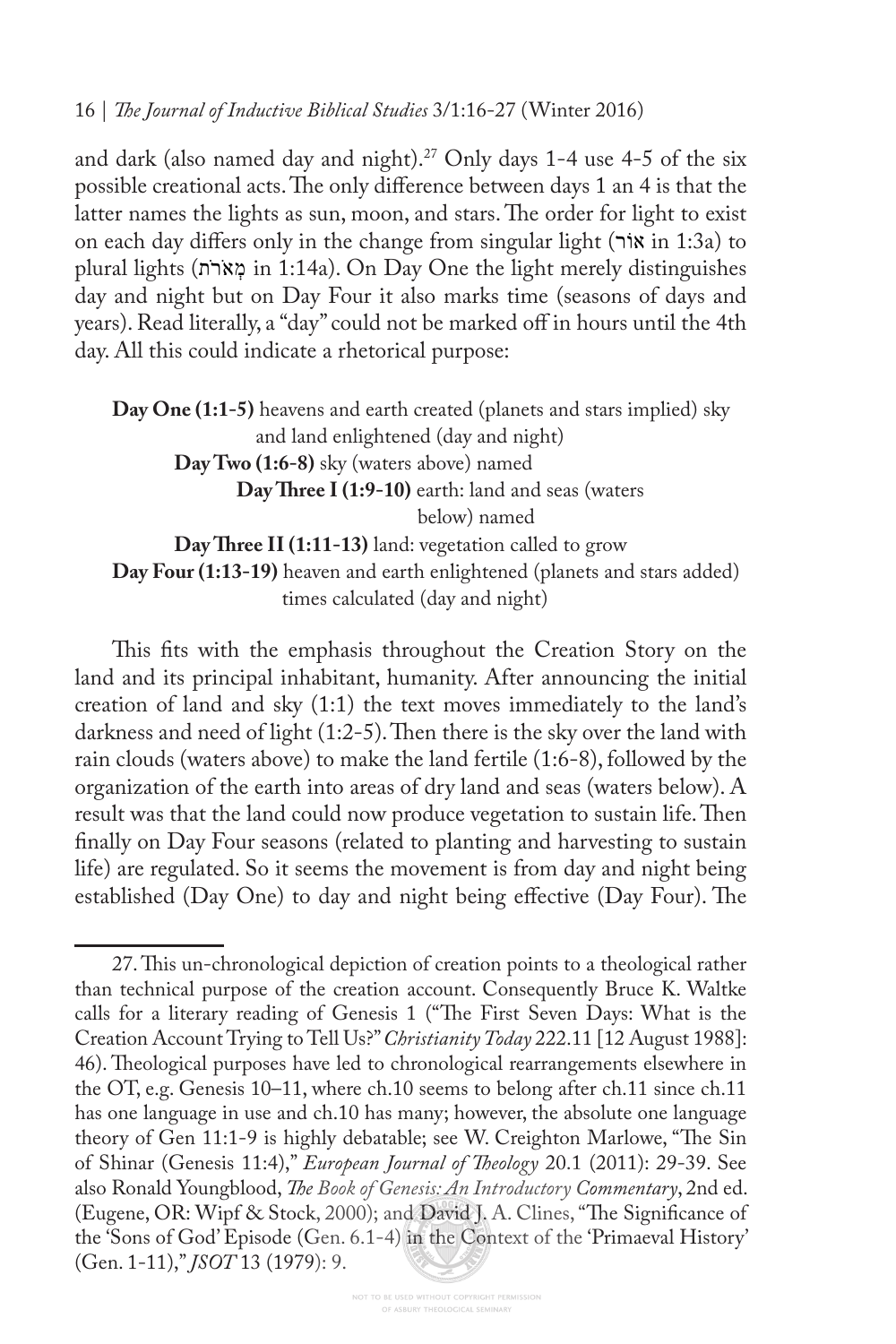and dark (also named day and night).[27] Only days 1-4 use 4-5 of the six possible creational acts. The only difference between days 1 an 4 is that the latter names the lights as sun, moon, and stars. The order for light to exist on each day differs only in the change from singular light (אוֹר in 1:3a) to plural lights (מְאֹרֹת in 1:14a). On Day One the light merely distinguishes day and night but on Day Four it also marks time (seasons of days and years). Read literally, a "day" could not be marked off in hours until the 4th day. All this could indicate a rhetorical purpose:

> **Day One (1:1-5)** heavens and earth created (planets and stars implied) sky and land enlightened (day and night)
>
> > **Day Two (1:6-8)** sky (waters above) named
> >
> > > **Day Three I (1:9-10)** earth: land and seas (waters below) named
> >
> > **Day Three II (1:11-13)** land: vegetation called to grow
>
> **Day Four (1:13-19)** heaven and earth enlightened (planets and stars added) times calculated (day and night)

This fits with the emphasis throughout the Creation Story on the land and its principal inhabitant, humanity. After announcing the initial creation of land and sky (1:1) the text moves immediately to the land's darkness and need of light (1:2-5). Then there is the sky over the land with rain clouds (waters above) to make the land fertile (1:6-8), followed by the organization of the earth into areas of dry land and seas (waters below). A result was that the land could now produce vegetation to sustain life. Then finally on Day Four seasons (related to planting and harvesting to sustain life) are regulated. So it seems the movement is from day and night being established (Day One) to day and night being effective (Day Four). The

---

27. This un-chronological depiction of creation points to a theological rather than technical purpose of the creation account. Consequently Bruce K. Waltke calls for a literary reading of Genesis 1 ("The First Seven Days: What is the Creation Account Trying to Tell Us?" *Christianity Today* 222.11 [12 August 1988]: 46). Theological purposes have led to chronological rearrangements elsewhere in the OT, e.g. Genesis 10–11, where ch.10 seems to belong after ch.11 since ch.11 has one language in use and ch.10 has many; however, the absolute one language theory of Gen 11:1-9 is highly debatable; see W. Creighton Marlowe, "The Sin of Shinar (Genesis 11:4)," *European Journal of Theology* 20.1 (2011): 29-39. See also Ronald Youngblood, *The Book of Genesis: An Introductory Commentary*, 2nd ed. (Eugene, OR: Wipf & Stock, 2000); and David J. A. Clines, "The Significance of the 'Sons of God' Episode (Gen. 6.1-4) in the Context of the 'Primaeval History' (Gen. 1-11)," *JSOT* 13 (1979): 9.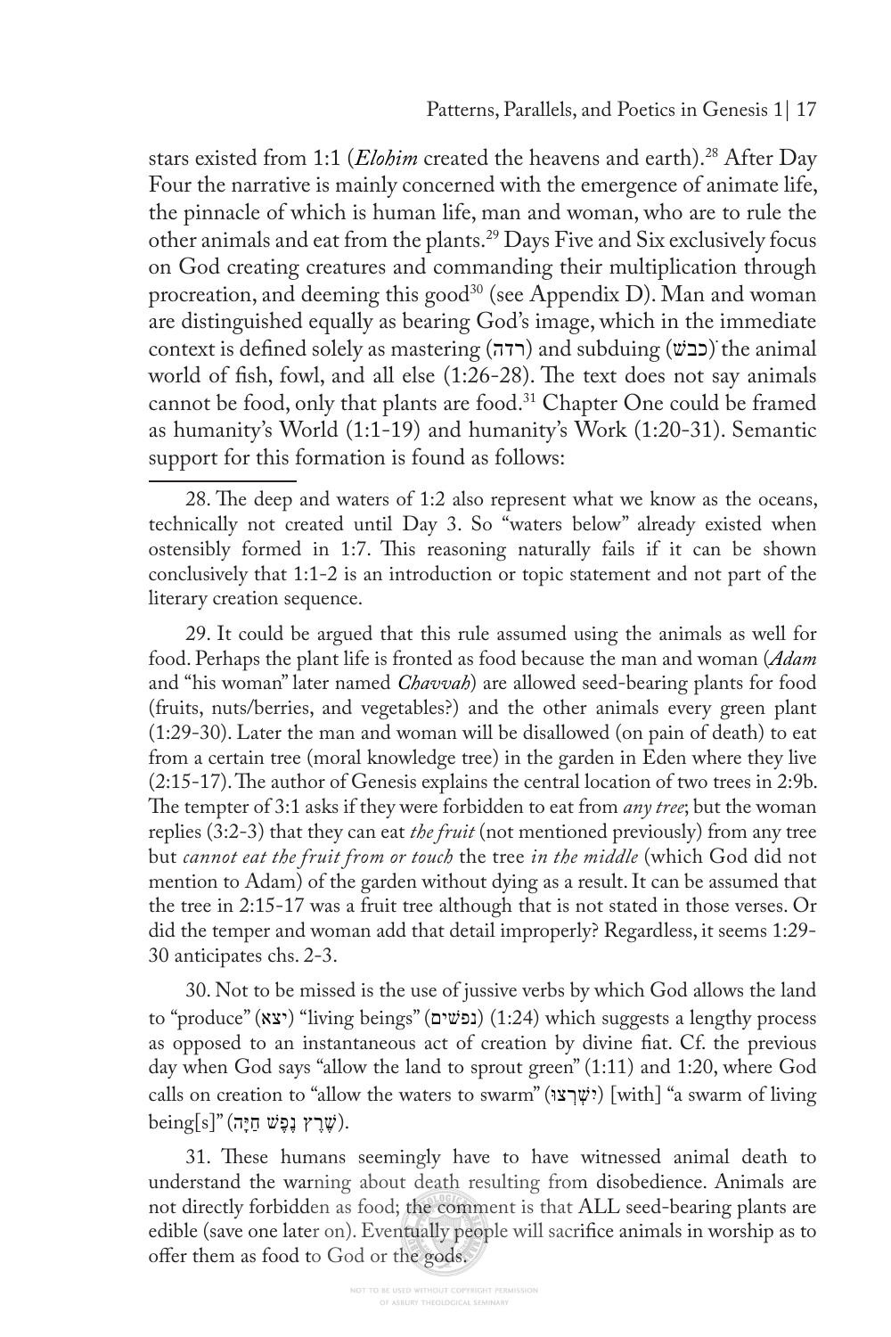stars existed from 1:1 (*Elohim* created the heavens and earth).[28] After Day Four the narrative is mainly concerned with the emergence of animate life, the pinnacle of which is human life, man and woman, who are to rule the other animals and eat from the plants.[29] Days Five and Six exclusively focus on God creating creatures and commanding their multiplication through procreation, and deeming this good[30] (see Appendix D). Man and woman are distinguished equally as bearing God's image, which in the immediate context is defined solely as mastering (רדה) and subduing (כבשׁ) the animal world of fish, fowl, and all else (1:26-28). The text does not say animals cannot be food, only that plants are food.[31] Chapter One could be framed as humanity's World (1:1-19) and humanity's Work (1:20-31). Semantic support for this formation is found as follows:

---

28. The deep and waters of 1:2 also represent what we know as the oceans, technically not created until Day 3. So "waters below" already existed when ostensibly formed in 1:7. This reasoning naturally fails if it can be shown conclusively that 1:1-2 is an introduction or topic statement and not part of the literary creation sequence.

29. It could be argued that this rule assumed using the animals as well for food. Perhaps the plant life is fronted as food because the man and woman (*Adam* and "his woman" later named *Chavvah*) are allowed seed-bearing plants for food (fruits, nuts/berries, and vegetables?) and the other animals every green plant (1:29-30). Later the man and woman will be disallowed (on pain of death) to eat from a certain tree (moral knowledge tree) in the garden in Eden where they live (2:15-17). The author of Genesis explains the central location of two trees in 2:9b. The tempter of 3:1 asks if they were forbidden to eat from *any tree*; but the woman replies (3:2-3) that they can eat *the fruit* (not mentioned previously) from any tree but *cannot eat the fruit from or touch* the tree *in the middle* (which God did not mention to Adam) of the garden without dying as a result. It can be assumed that the tree in 2:15-17 was a fruit tree although that is not stated in those verses. Or did the temper and woman add that detail improperly? Regardless, it seems 1:29-30 anticipates chs. 2-3.

30. Not to be missed is the use of jussive verbs by which God allows the land to "produce" (יצא) "living beings" (נפשׁים) (1:24) which suggests a lengthy process as opposed to an instantaneous act of creation by divine fiat. Cf. the previous day when God says "allow the land to sprout green" (1:11) and 1:20, where God calls on creation to "allow the waters to swarm" (יִשְׁרְצוּ) [with] "a swarm of living being[s]" (שֶׁרֶץ נֶפֶשׁ חַיָּה).

31. These humans seemingly have to have witnessed animal death to understand the warning about death resulting from disobedience. Animals are not directly forbidden as food; the comment is that ALL seed-bearing plants are edible (save one later on). Eventually people will sacrifice animals in worship as to offer them as food to God or the gods.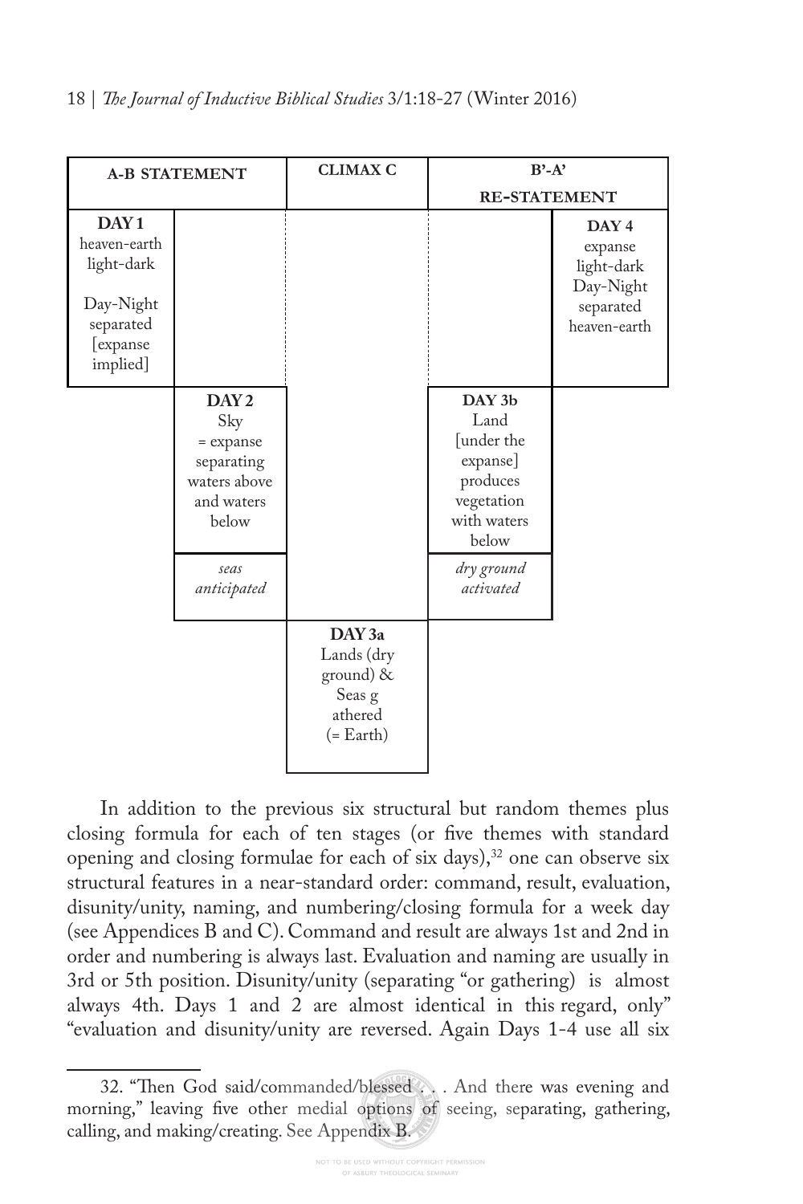| A-B STATEMENT | | CLIMAX C | B'-A' RE-STATEMENT | |
|---|---|---|---|---|
| **DAY 1** heaven-earth light-dark Day-Night separated [expanse implied] | | | | **DAY 4** expanse light-dark Day-Night separated heaven-earth |
| | **DAY 2** Sky = expanse separating waters above and waters below | | **DAY 3b** Land [under the expanse] produces vegetation with waters below | |
| | *seas anticipated* | | *dry ground activated* | |
| | | **DAY 3a** Lands (dry ground) & Seas g athered (= Earth) | | |

In addition to the previous six structural but random themes plus closing formula for each of ten stages (or five themes with standard opening and closing formulae for each of six days),[32] one can observe six structural features in a near-standard order: command, result, evaluation, disunity/unity, naming, and numbering/closing formula for a week day (see Appendices B and C). Command and result are always 1st and 2nd in order and numbering is always last. Evaluation and naming are usually in 3rd or 5th position. Disunity/unity (separating "or gathering) is almost always 4th. Days 1 and 2 are almost identical in this regard, only" "evaluation and disunity/unity are reversed. Again Days 1-4 use all six

32. "Then God said/commanded/blessed . . . And there was evening and morning," leaving five other medial options of seeing, separating, gathering, calling, and making/creating. See Appendix B.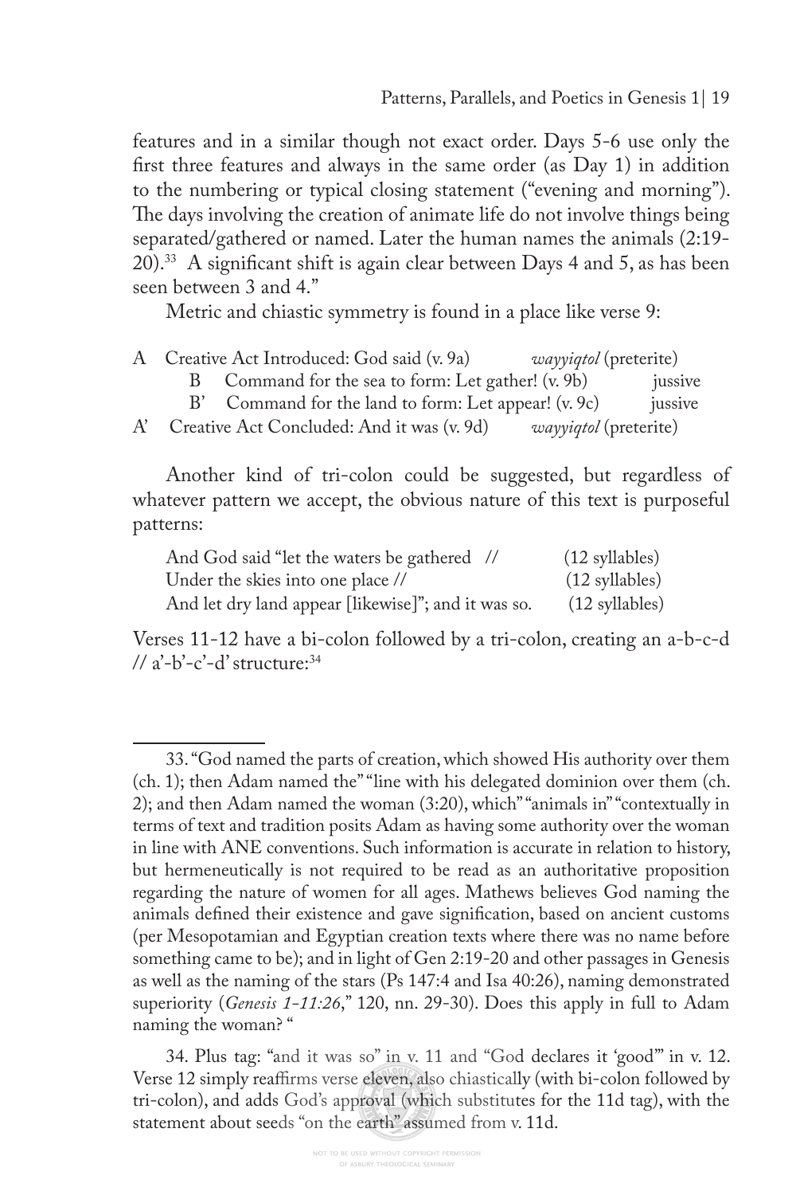features and in a similar though not exact order. Days 5-6 use only the first three features and always in the same order (as Day 1) in addition to the numbering or typical closing statement ("evening and morning"). The days involving the creation of animate life do not involve things being separated/gathered or named. Later the human names the animals (2:19-20).[33] A significant shift is again clear between Days 4 and 5, as has been seen between 3 and 4."

Metric and chiastic symmetry is found in a place like verse 9:

| | | |
|---|---|---|
| A | Creative Act Introduced: God said (v. 9a) | *wayyiqtol* (preterite) |
| B | Command for the sea to form: Let gather! (v. 9b) | jussive |
| B' | Command for the land to form: Let appear! (v. 9c) | jussive |
| A' | Creative Act Concluded: And it was (v. 9d) | *wayyiqtol* (preterite) |

Another kind of tri-colon could be suggested, but regardless of whatever pattern we accept, the obvious nature of this text is purposeful patterns:

| | |
|---|---|
| And God said "let the waters be gathered // | (12 syllables) |
| Under the skies into one place // | (12 syllables) |
| And let dry land appear [likewise]"; and it was so. | (12 syllables) |

Verses 11-12 have a bi-colon followed by a tri-colon, creating an a-b-c-d // a'-b'-c'-d' structure:[34]

33. "God named the parts of creation, which showed His authority over them (ch. 1); then Adam named the" "line with his delegated dominion over them (ch. 2); and then Adam named the woman (3:20), which" "animals in" "contextually in terms of text and tradition posits Adam as having some authority over the woman in line with ANE conventions. Such information is accurate in relation to history, but hermeneutically is not required to be read as an authoritative proposition regarding the nature of women for all ages. Mathews believes God naming the animals defined their existence and gave signification, based on ancient customs (per Mesopotamian and Egyptian creation texts where there was no name before something came to be); and in light of Gen 2:19-20 and other passages in Genesis as well as the naming of the stars (Ps 147:4 and Isa 40:26), naming demonstrated superiority (*Genesis 1-11:26*," 120, nn. 29-30). Does this apply in full to Adam naming the woman? "

34. Plus tag: "and it was so" in v. 11 and "God declares it 'good'" in v. 12. Verse 12 simply reaffirms verse eleven, also chiastically (with bi-colon followed by tri-colon), and adds God's approval (which substitutes for the 11d tag), with the statement about seeds "on the earth" assumed from v. 11d.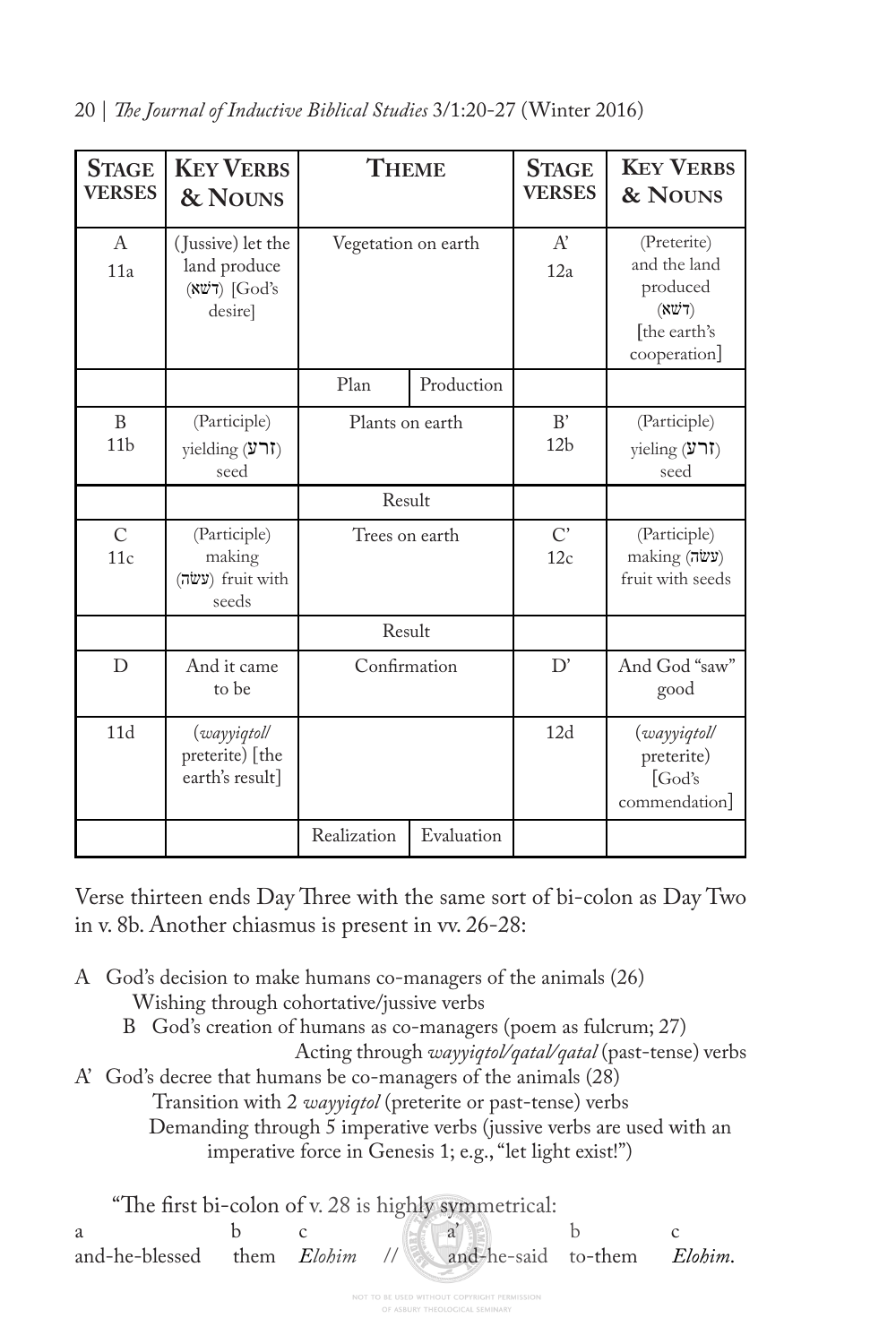| **Stage Verses** | **Key Verbs & Nouns** | **Theme** | | **Stage Verses** | **Key Verbs & Nouns** |
|---|---|---|---|---|---|
| A<br>11a | (Jussive) let the land produce (דשא) [God's desire] | Vegetation on earth | | A'<br>12a | (Preterite) and the land produced (דשא) [the earth's cooperation] |
| | | Plan | Production | | |
| B<br>11b | (Participle) yielding (זרע) seed | Plants on earth | | B'<br>12b | (Participle) yieling (זרע) seed |
| | | Result | | | |
| C<br>11c | (Participle) making (עשׂה) fruit with seeds | Trees on earth | | C'<br>12c | (Participle) making (עשׂה) fruit with seeds |
| | | Result | | | |
| D | And it came to be | Confirmation | | D' | And God "saw" good |
| 11d | (*wayyiqtol*/ preterite) [the earth's result] | | | 12d | (*wayyiqtol*/ preterite) [God's commendation] |
| | | Realization | Evaluation | | |

Verse thirteen ends Day Three with the same sort of bi-colon as Day Two in v. 8b. Another chiasmus is present in vv. 26-28:

A God's decision to make humans co-managers of the animals (26)
  Wishing through cohortative/jussive verbs
  B God's creation of humans as co-managers (poem as fulcrum; 27)
    Acting through *wayyiqtol/qatal/qatal* (past-tense) verbs
A' God's decree that humans be co-managers of the animals (28)
  Transition with 2 *wayyiqtol* (preterite or past-tense) verbs
  Demanding through 5 imperative verbs (jussive verbs are used with an imperative force in Genesis 1; e.g., "let light exist!")

"The first bi-colon of v. 28 is highly symmetrical:

| a | b | c | | a' | b | c |
|---|---|---|---|---|---|---|
| and-he-blessed | them | *Elohim* | // | and-he-said | to-them | *Elohim*. |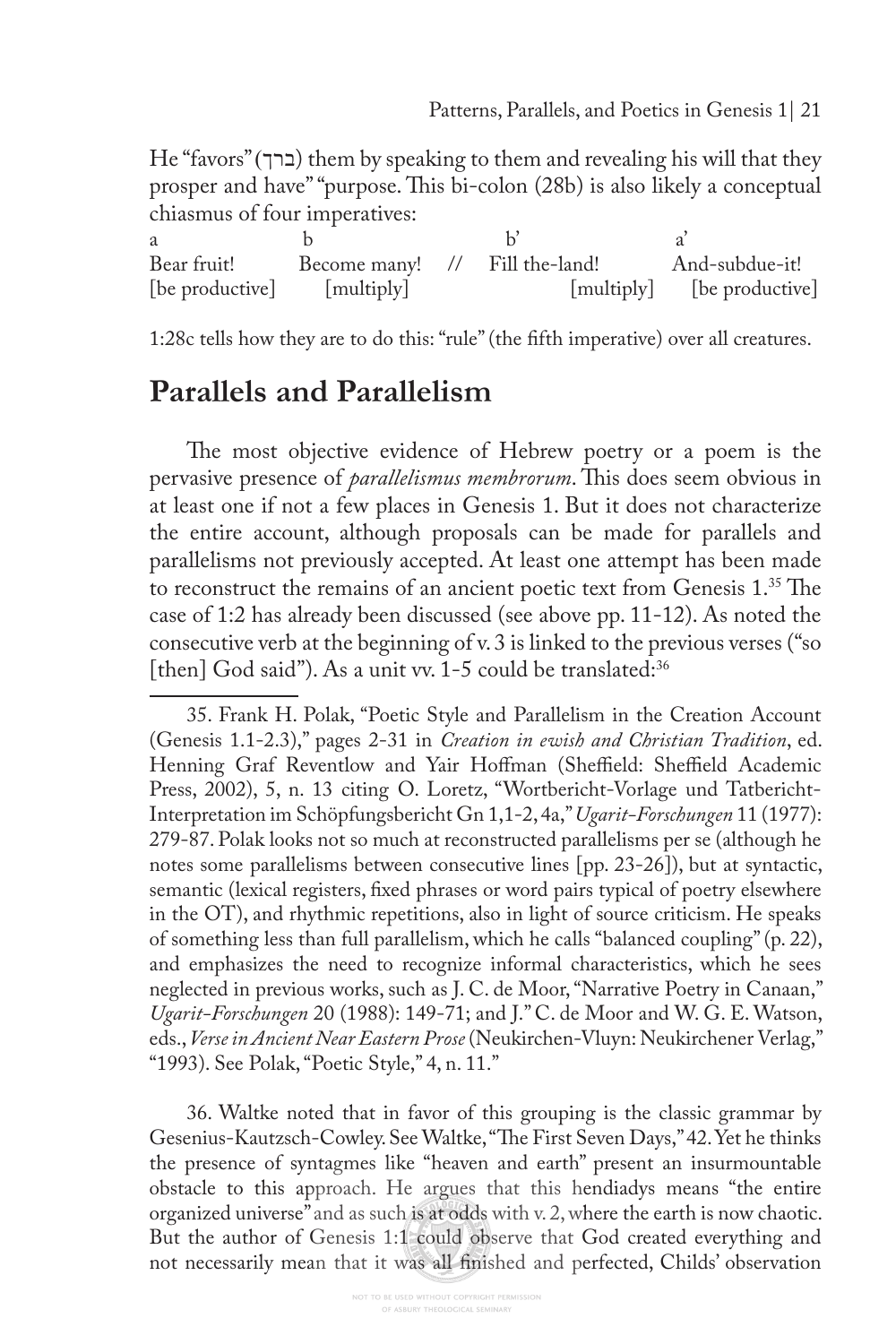He “favors” (ברך) them by speaking to them and revealing his will that they prosper and have” “purpose. This bi-colon (28b) is also likely a conceptual chiasmus of four imperatives:

| a | b | | b’ | a’ |
|---|---|---|---|---|
| Bear fruit! | Become many! | // | Fill the-land! | And-subdue-it! |
| [be productive] | [multiply] | | [multiply] | [be productive] |

1:28c tells how they are to do this: “rule” (the fifth imperative) over all creatures.

## Parallels and Parallelism

The most objective evidence of Hebrew poetry or a poem is the pervasive presence of *parallelismus membrorum*. This does seem obvious in at least one if not a few places in Genesis 1. But it does not characterize the entire account, although proposals can be made for parallels and parallelisms not previously accepted. At least one attempt has been made to reconstruct the remains of an ancient poetic text from Genesis 1.[35] The case of 1:2 has already been discussed (see above pp. 11-12). As noted the consecutive verb at the beginning of v. 3 is linked to the previous verses (“so [then] God said”). As a unit vv. 1-5 could be translated:[36]

---

35. Frank H. Polak, “Poetic Style and Parallelism in the Creation Account (Genesis 1.1-2.3),” pages 2-31 in *Creation in ewish and Christian Tradition*, ed. Henning Graf Reventlow and Yair Hoffman (Sheffield: Sheffield Academic Press, 2002), 5, n. 13 citing O. Loretz, “Wortbericht-Vorlage und Tatbericht-Interpretation im Schöpfungsbericht Gn 1,1-2, 4a,” *Ugarit-Forschungen* 11 (1977): 279-87. Polak looks not so much at reconstructed parallelisms per se (although he notes some parallelisms between consecutive lines [pp. 23-26]), but at syntactic, semantic (lexical registers, fixed phrases or word pairs typical of poetry elsewhere in the OT), and rhythmic repetitions, also in light of source criticism. He speaks of something less than full parallelism, which he calls “balanced coupling” (p. 22), and emphasizes the need to recognize informal characteristics, which he sees neglected in previous works, such as J. C. de Moor, “Narrative Poetry in Canaan,” *Ugarit-Forschungen* 20 (1988): 149-71; and J.” C. de Moor and W. G. E. Watson, eds., *Verse in Ancient Near Eastern Prose* (Neukirchen-Vluyn: Neukirchener Verlag,” “1993). See Polak, “Poetic Style,” 4, n. 11.”

36. Waltke noted that in favor of this grouping is the classic grammar by Gesenius-Kautzsch-Cowley. See Waltke, “The First Seven Days,” 42. Yet he thinks the presence of syntagmes like “heaven and earth” present an insurmountable obstacle to this approach. He argues that this hendiadys means “the entire organized universe” and as such is at odds with v. 2, where the earth is now chaotic. But the author of Genesis 1:1 could observe that God created everything and not necessarily mean that it was all finished and perfected, Childs’ observation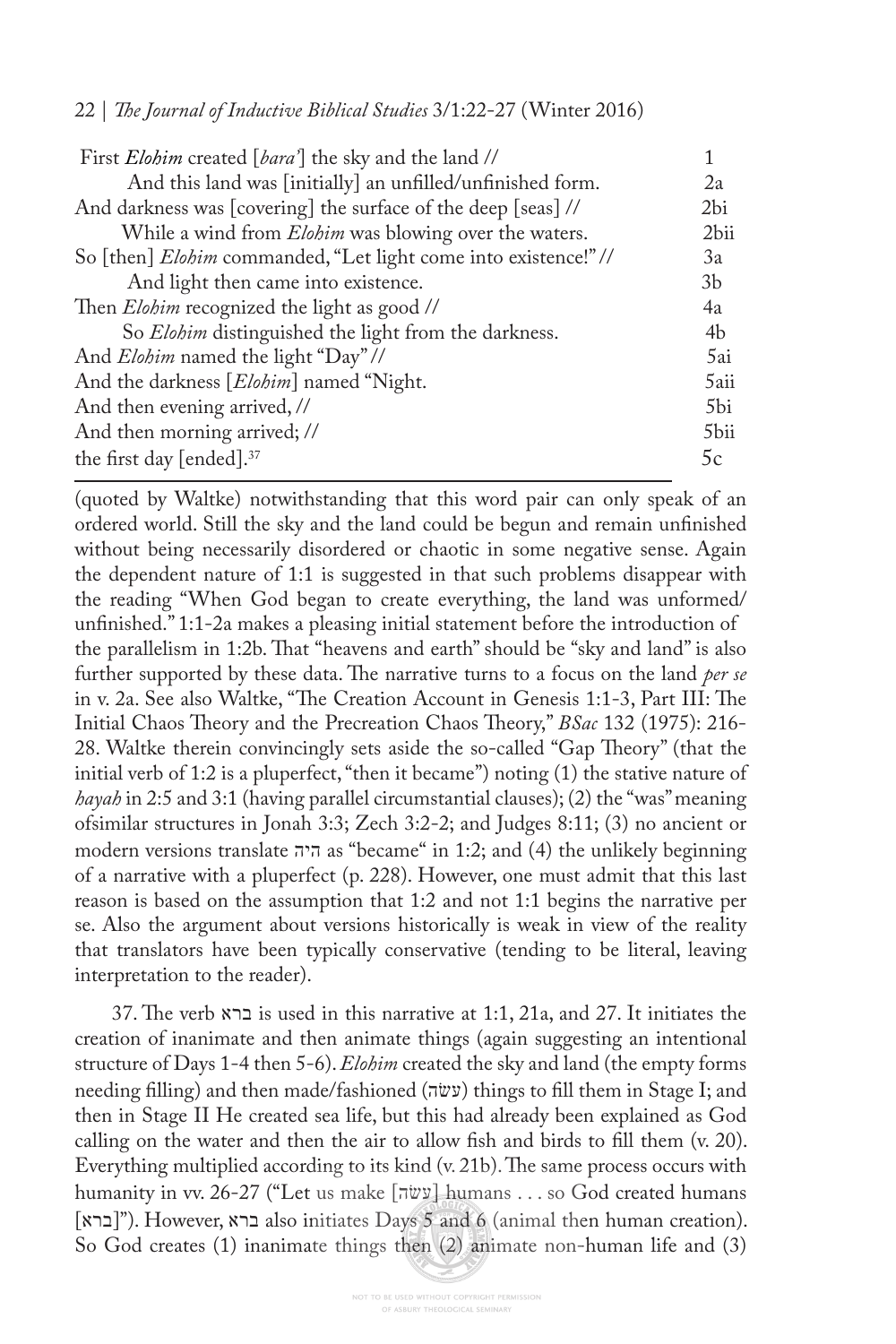| | |
|---|---|
| First *Elohim* created [*bara'*] the sky and the land // | 1 |
| And this land was [initially] an unfilled/unfinished form. | 2a |
| And darkness was [covering] the surface of the deep [seas] // | 2bi |
| While a wind from *Elohim* was blowing over the waters. | 2bii |
| So [then] *Elohim* commanded, "Let light come into existence!" // | 3a |
| And light then came into existence. | 3b |
| Then *Elohim* recognized the light as good // | 4a |
| So *Elohim* distinguished the light from the darkness. | 4b |
| And *Elohim* named the light "Day" // | 5ai |
| And the darkness [*Elohim*] named "Night. | 5aii |
| And then evening arrived, // | 5bi |
| And then morning arrived; // | 5bii |
| the first day [ended].[37] | 5c |

(quoted by Waltke) notwithstanding that this word pair can only speak of an ordered world. Still the sky and the land could be begun and remain unfinished without being necessarily disordered or chaotic in some negative sense. Again the dependent nature of 1:1 is suggested in that such problems disappear with the reading "When God began to create everything, the land was unformed/ unfinished." 1:1-2a makes a pleasing initial statement before the introduction of the parallelism in 1:2b. That "heavens and earth" should be "sky and land" is also further supported by these data. The narrative turns to a focus on the land *per se* in v. 2a. See also Waltke, "The Creation Account in Genesis 1:1-3, Part III: The Initial Chaos Theory and the Precreation Chaos Theory," *BSac* 132 (1975): 216-28. Waltke therein convincingly sets aside the so-called "Gap Theory" (that the initial verb of 1:2 is a pluperfect, "then it became") noting (1) the stative nature of *hayah* in 2:5 and 3:1 (having parallel circumstantial clauses); (2) the "was" meaning ofsimilar structures in Jonah 3:3; Zech 3:2-2; and Judges 8:11; (3) no ancient or modern versions translate היה as "became" in 1:2; and (4) the unlikely beginning of a narrative with a pluperfect (p. 228). However, one must admit that this last reason is based on the assumption that 1:2 and not 1:1 begins the narrative per se. Also the argument about versions historically is weak in view of the reality that translators have been typically conservative (tending to be literal, leaving interpretation to the reader).

37. The verb ברא is used in this narrative at 1:1, 21a, and 27. It initiates the creation of inanimate and then animate things (again suggesting an intentional structure of Days 1-4 then 5-6). *Elohim* created the sky and land (the empty forms needing filling) and then made/fashioned (עשׂה) things to fill them in Stage I; and then in Stage II He created sea life, but this had already been explained as God calling on the water and then the air to allow fish and birds to fill them (v. 20). Everything multiplied according to its kind (v. 21b). The same process occurs with humanity in vv. 26-27 ("Let us make [עשׂה] humans . . . so God created humans [ברא]"). However, ברא also initiates Days 5 and 6 (animal then human creation). So God creates (1) inanimate things then (2) animate non-human life and (3)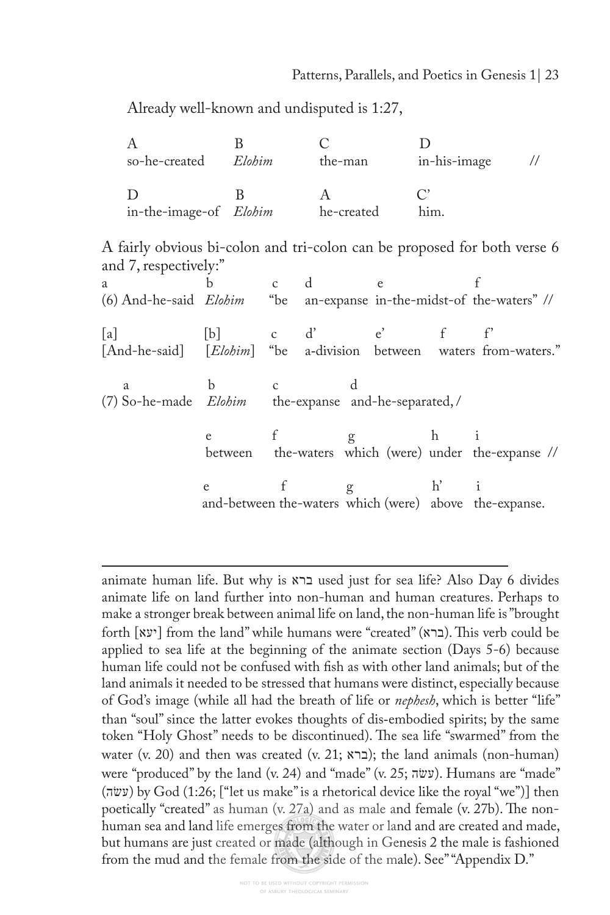Already well-known and undisputed is 1:27,

| A | B | C | D | |
|---|---|---|---|---|
| so-he-created | *Elohim* | the-man | in-his-image | // |
| D | B | A | C' | |
| in-the-image-of | *Elohim* | he-created | him. | |

A fairly obvious bi-colon and tri-colon can be proposed for both verse 6 and 7, respectively:"

| a | b | c | d | e | f | |
|---|---|---|---|---|---|---|
| (6) And-he-said | *Elohim* | "be | an-expanse | in-the-midst-of | the-waters" // | |
| [a] | [b] | c | d' | e' | f | f' |
| [And-he-said] | [*Elohim*] | "be | a-division | between | waters | from-waters." |

| a | b | c | d | | |
|---|---|---|---|---|---|
| (7) So-he-made | *Elohim* | the-expanse | and-he-separated, / | | |

| e | f | g | h | i |
|---|---|---|---|---|
| between | the-waters | which (were) | under | the-expanse // |
| e | f | g | h' | i |
| and-between | the-waters | which (were) | above | the-expanse. |

---

animate human life. But why is ברא used just for sea life? Also Day 6 divides animate life on land further into non-human and human creatures. Perhaps to make a stronger break between animal life on land, the non-human life is "brought forth [יעא] from the land" while humans were "created" (ברא). This verb could be applied to sea life at the beginning of the animate section (Days 5-6) because human life could not be confused with fish as with other land animals; but of the land animals it needed to be stressed that humans were distinct, especially because of God's image (while all had the breath of life or *nephesh*, which is better "life" than "soul" since the latter evokes thoughts of dis-embodied spirits; by the same token "Holy Ghost" needs to be discontinued). The sea life "swarmed" from the water (v. 20) and then was created (v. 21; ברא); the land animals (non-human) were "produced" by the land (v. 24) and "made" (v. 25; עשׂה). Humans are "made" (עשׂה) by God (1:26; ["let us make" is a rhetorical device like the royal "we")] then poetically "created" as human (v. 27a) and as male and female (v. 27b). The non-human sea and land life emerges from the water or land and are created and made, but humans are just created or made (although in Genesis 2 the male is fashioned from the mud and the female from the side of the male). See" "Appendix D."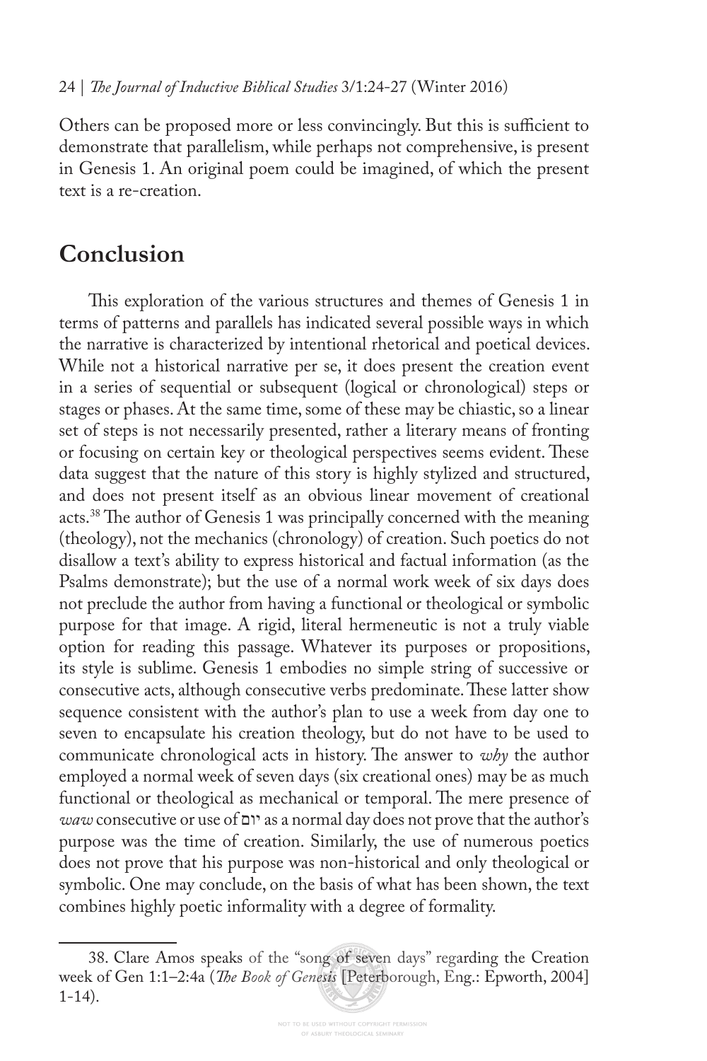Others can be proposed more or less convincingly. But this is sufficient to demonstrate that parallelism, while perhaps not comprehensive, is present in Genesis 1. An original poem could be imagined, of which the present text is a re-creation.

## Conclusion

This exploration of the various structures and themes of Genesis 1 in terms of patterns and parallels has indicated several possible ways in which the narrative is characterized by intentional rhetorical and poetical devices. While not a historical narrative per se, it does present the creation event in a series of sequential or subsequent (logical or chronological) steps or stages or phases. At the same time, some of these may be chiastic, so a linear set of steps is not necessarily presented, rather a literary means of fronting or focusing on certain key or theological perspectives seems evident. These data suggest that the nature of this story is highly stylized and structured, and does not present itself as an obvious linear movement of creational acts.[38] The author of Genesis 1 was principally concerned with the meaning (theology), not the mechanics (chronology) of creation. Such poetics do not disallow a text's ability to express historical and factual information (as the Psalms demonstrate); but the use of a normal work week of six days does not preclude the author from having a functional or theological or symbolic purpose for that image. A rigid, literal hermeneutic is not a truly viable option for reading this passage. Whatever its purposes or propositions, its style is sublime. Genesis 1 embodies no simple string of successive or consecutive acts, although consecutive verbs predominate. These latter show sequence consistent with the author's plan to use a week from day one to seven to encapsulate his creation theology, but do not have to be used to communicate chronological acts in history. The answer to *why* the author employed a normal week of seven days (six creational ones) may be as much functional or theological as mechanical or temporal. The mere presence of *waw* consecutive or use of יום as a normal day does not prove that the author's purpose was the time of creation. Similarly, the use of numerous poetics does not prove that his purpose was non-historical and only theological or symbolic. One may conclude, on the basis of what has been shown, the text combines highly poetic informality with a degree of formality.

38. Clare Amos speaks of the "song of seven days" regarding the Creation week of Gen 1:1–2:4a (*The Book of Genesis* [Peterborough, Eng.: Epworth, 2004] 1-14).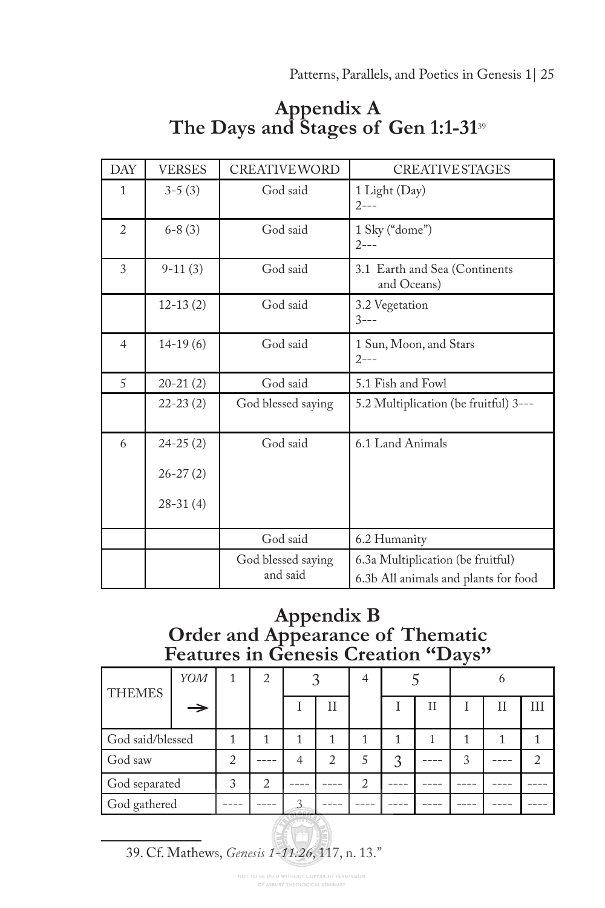## Appendix A
## The Days and Stages of Gen 1:1-31[39]

| DAY | VERSES | CREATIVE WORD | CREATIVE STAGES |
|---|---|---|---|
| 1 | 3-5 (3) | God said | 1 Light (Day)<br>2--- |
| 2 | 6-8 (3) | God said | 1 Sky ("dome")<br>2--- |
| 3 | 9-11 (3) | God said | 3.1 Earth and Sea (Continents and Oceans) |
| | 12-13 (2) | God said | 3.2 Vegetation<br>3--- |
| 4 | 14-19 (6) | God said | 1 Sun, Moon, and Stars<br>2--- |
| 5 | 20-21 (2) | God said | 5.1 Fish and Fowl |
| | 22-23 (2) | God blessed saying | 5.2 Multiplication (be fruitful) 3--- |
| 6 | 24-25 (2)<br>26-27 (2)<br>28-31 (4) | God said | 6.1 Land Animals |
| | | God said | 6.2 Humanity |
| | | God blessed saying and said | 6.3a Multiplication (be fruitful)<br>6.3b All animals and plants for food |

## Appendix B
## Order and Appearance of Thematic Features in Genesis Creation "Days"

| THEMES | *YOM* → | 1 | 2 | 3 | | 4 | 5 | | 6 | | |
|---|---|---|---|---|---|---|---|---|---|---|---|
| | | | | I | II | | I | II | I | II | III |
| God said/blessed | | 1 | 1 | 1 | 1 | 1 | 1 | 1 | 1 | 1 | 1 |
| God saw | | 2 | ---- | 4 | 2 | 5 | 3 | ---- | 3 | ---- | 2 |
| God separated | | 3 | 2 | ---- | ---- | 2 | ---- | ---- | ---- | ---- | ---- |
| God gathered | | ---- | ---- | 3 | ---- | ---- | ---- | ---- | ---- | ---- | ---- |

39. Cf. Mathews, *Genesis 1-11:26*, 117, n. 13."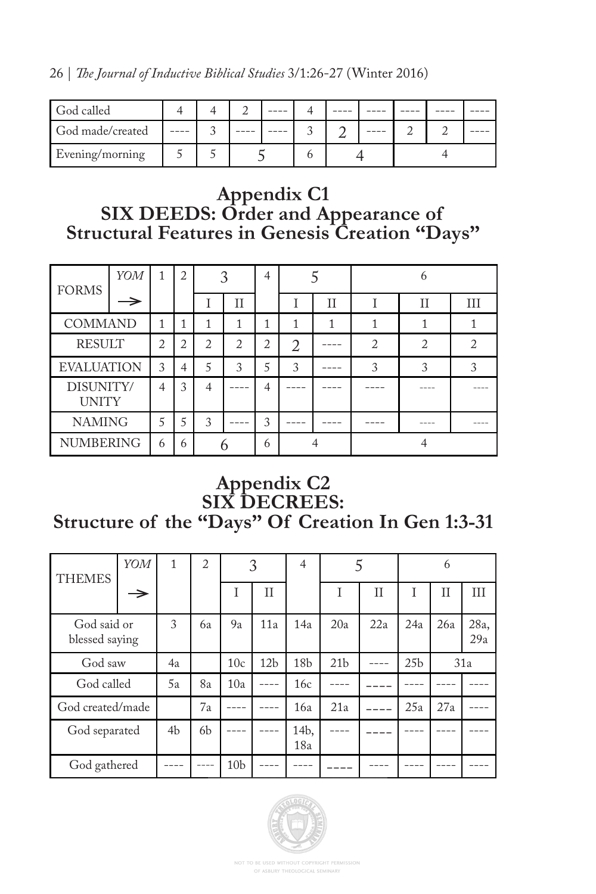| | | | | | | | | | | |
|---|---|---|---|---|---|---|---|---|---|---|
| God called | 4 | 4 | 2 | ---- | 4 | ---- | ---- | ---- | ---- | ---- |
| God made/created | ---- | 3 | ---- | ---- | 3 | 2 | ---- | 2 | 2 | ---- |
| Evening/morning | 5 | 5 | 5 | | 6 | 4 | | 4 | | |

## Appendix C1
## SIX DEEDS: Order and Appearance of Structural Features in Genesis Creation "Days"

| FORMS | *YOM* → | 1 | 2 | 3 | | 4 | 5 | | 6 | | |
|---|---|---|---|---|---|---|---|---|---|---|---|
| | | | | I | II | | I | II | I | II | III |
| COMMAND | | 1 | 1 | 1 | 1 | 1 | 1 | 1 | 1 | 1 | 1 |
| RESULT | | 2 | 2 | 2 | 2 | 2 | 2 | ---- | 2 | 2 | 2 |
| EVALUATION | | 3 | 4 | 5 | 3 | 5 | 3 | ---- | 3 | 3 | 3 |
| DISUNITY/ UNITY | | 4 | 3 | 4 | ---- | 4 | ---- | ---- | ---- | ---- | ---- |
| NAMING | | 5 | 5 | 3 | ---- | 3 | ---- | ---- | ---- | ---- | ---- |
| NUMBERING | | 6 | 6 | 6 | | 6 | 4 | | 4 | | |

## Appendix C2
## SIX DECREES:
## Structure of the "Days" Of Creation In Gen 1:3-31

| THEMES | *YOM* → | 1 | 2 | 3 | | 4 | 5 | | 6 | | |
|---|---|---|---|---|---|---|---|---|---|---|---|
| | | | | I | II | | I | II | I | II | III |
| God said or blessed saying | | 3 | 6a | 9a | 11a | 14a | 20a | 22a | 24a | 26a | 28a, 29a |
| God saw | | 4a | | 10c | 12b | 18b | 21b | ---- | 25b | 31a | |
| God called | | 5a | 8a | 10a | ---- | 16c | ---- | ---- | ---- | ---- | ---- |
| God created/made | | | 7a | ---- | ---- | 16a | 21a | ---- | 25a | 27a | ---- |
| God separated | | 4b | 6b | ---- | ---- | 14b, 18a | ---- | ---- | ---- | ---- | ---- |
| God gathered | | ---- | ---- | 10b | ---- | ---- | ---- | ---- | ---- | ---- | ---- |

NOT TO BE USED WITHOUT COPYRIGHT PERMISSION OF ASBURY THEOLOGICAL SEMINARY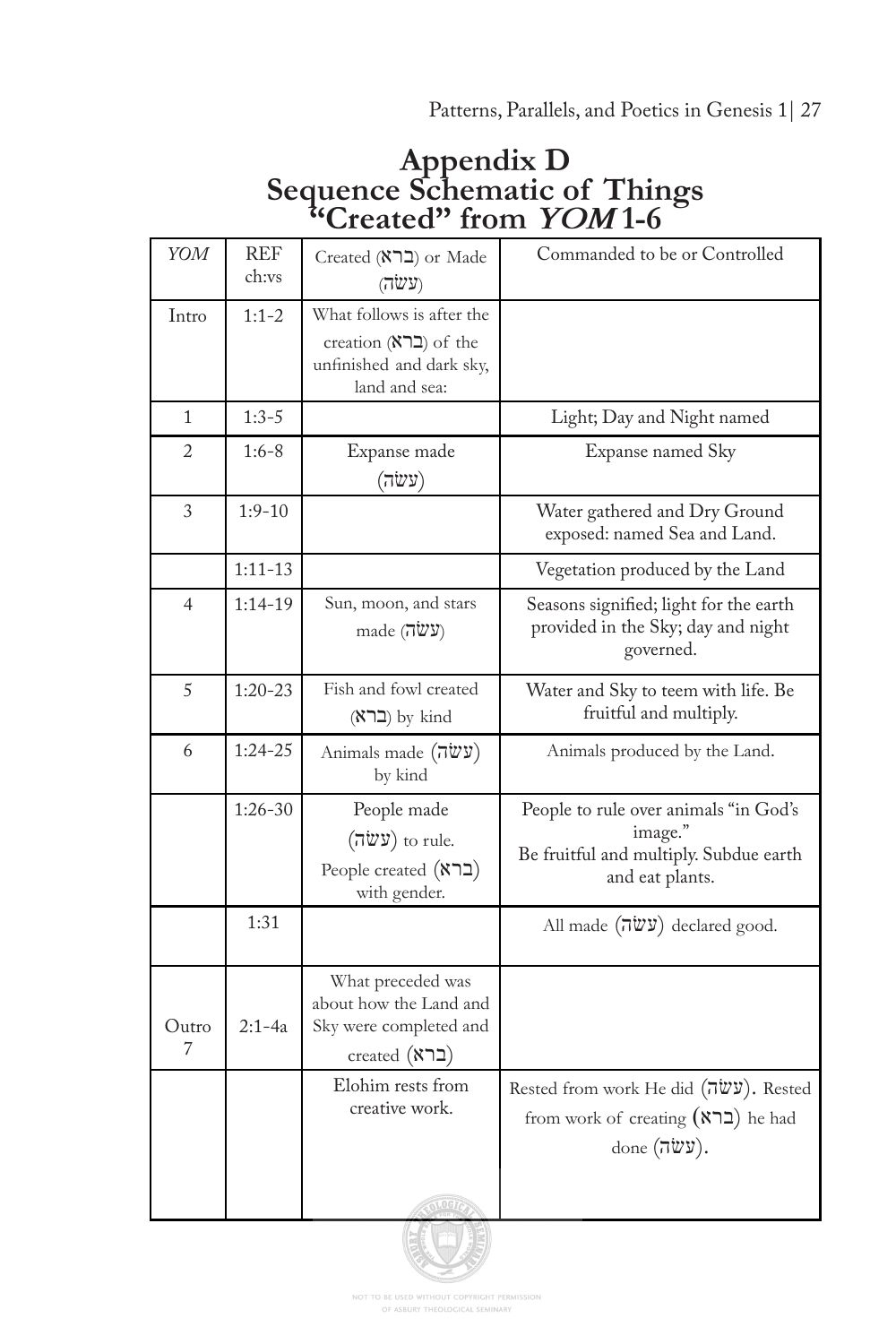# Appendix D
## Sequence Schematic of Things "Created" from *YOM* 1-6

| *YOM* | REF ch:vs | Created (ברא) or Made (עשׂה) | Commanded to be or Controlled |
|---|---|---|---|
| Intro | 1:1-2 | What follows is after the creation (ברא) of the unfinished and dark sky, land and sea: | |
| 1 | 1:3-5 | | Light; Day and Night named |
| 2 | 1:6-8 | Expanse made (עשׂה) | Expanse named Sky |
| 3 | 1:9-10 | | Water gathered and Dry Ground exposed: named Sea and Land. |
| | 1:11-13 | | Vegetation produced by the Land |
| 4 | 1:14-19 | Sun, moon, and stars made (עשׂה) | Seasons signified; light for the earth provided in the Sky; day and night governed. |
| 5 | 1:20-23 | Fish and fowl created (ברא) by kind | Water and Sky to teem with life. Be fruitful and multiply. |
| 6 | 1:24-25 | Animals made (עשׂה) by kind | Animals produced by the Land. |
| | 1:26-30 | People made (עשׂה) to rule. People created (ברא) with gender. | People to rule over animals "in God's image." Be fruitful and multiply. Subdue earth and eat plants. |
| | 1:31 | | All made (עשׂה) declared good. |
| Outro 7 | 2:1-4a | What preceded was about how the Land and Sky were completed and created (ברא) | |
| | | Elohim rests from creative work. | Rested from work He did (עשׂה). Rested from work of creating (ברא) he had done (עשׂה). |